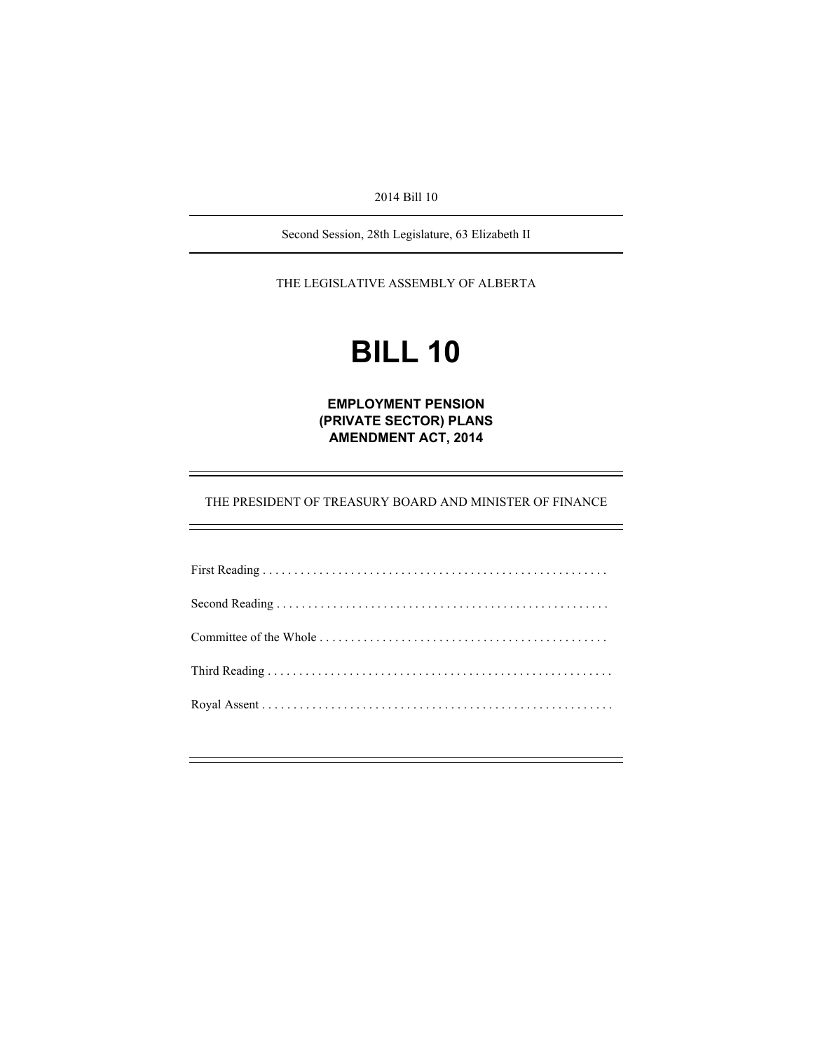2014 Bill 10

Second Session, 28th Legislature, 63 Elizabeth II

THE LEGISLATIVE ASSEMBLY OF ALBERTA

# BILL 10

## EMPLOYMENT PENSION (PRIVATE SECTOR) PLANS AMENDMENT ACT, 2014

THE PRESIDENT OF TREASURY BOARD AND MINISTER OF FINANCE

First Reading . . . . . . . . . . . . . . . . . . . . . . . . . . . . . . . . . . . . . . . . . . . . . . . . . . . . . .

Second Reading . . . . . . . . . . . . . . . . . . . . . . . . . . . . . . . . . . . . . . . . . . . . . . . . . . . .

Committee of the Whole . . . . . . . . . . . . . . . . . . . . . . . . . . . . . . . . . . . . . . . . . . . . .

Third Reading . . . . . . . . . . . . . . . . . . . . . . . . . . . . . . . . . . . . . . . . . . . . . . . . . . . . . .

Royal Assent . . . . . . . . . . . . . . . . . . . . . . . . . . . . . . . . . . . . . . . . . . . . . . . . . . . . . .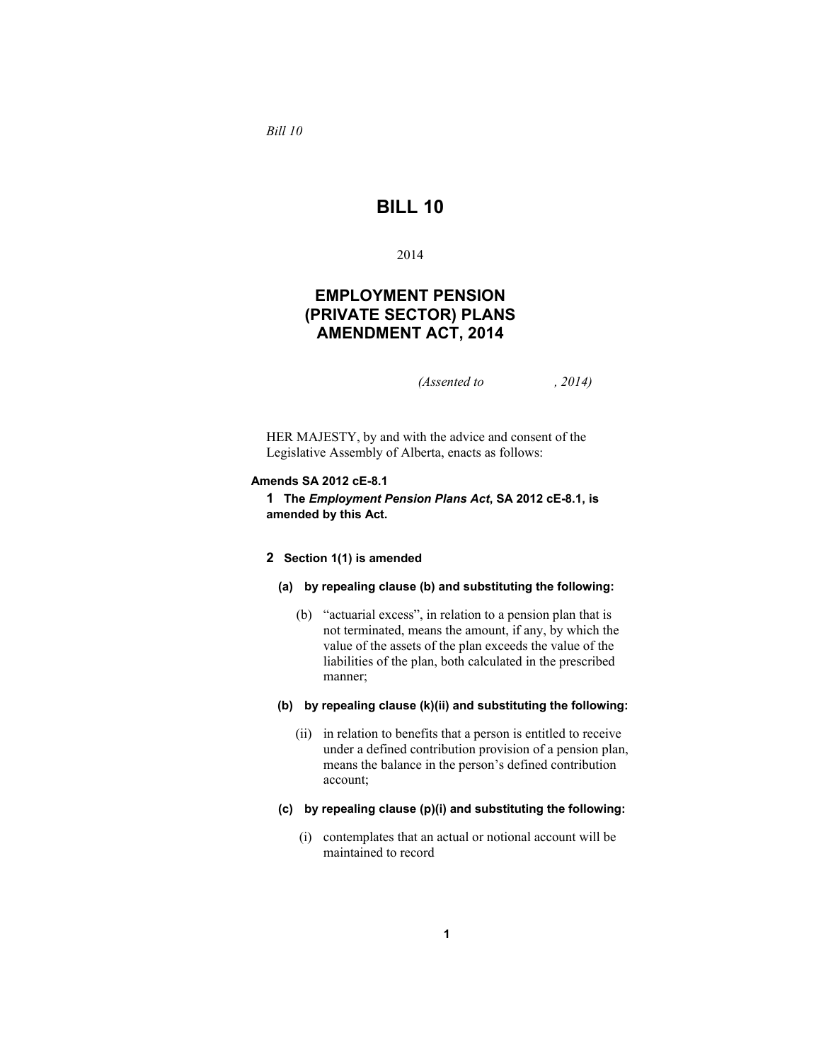*Bill 10*

# BILL 10

2014

## EMPLOYMENT PENSION (PRIVATE SECTOR) PLANS AMENDMENT ACT, 2014

*(Assented to , 2014)*

HER MAJESTY, by and with the advice and consent of the Legislative Assembly of Alberta, enacts as follows:

**Amends SA 2012 cE-8.1**

**1** **The *Employment Pension Plans Act*, SA 2012 cE-8.1, is amended by this Act.**

**2** **Section 1(1) is amended**

**(a) by repealing clause (b) and substituting the following:**

(b) "actuarial excess", in relation to a pension plan that is not terminated, means the amount, if any, by which the value of the assets of the plan exceeds the value of the liabilities of the plan, both calculated in the prescribed manner;

**(b) by repealing clause (k)(ii) and substituting the following:**

(ii) in relation to benefits that a person is entitled to receive under a defined contribution provision of a pension plan, means the balance in the person's defined contribution account;

**(c) by repealing clause (p)(i) and substituting the following:**

(i) contemplates that an actual or notional account will be maintained to record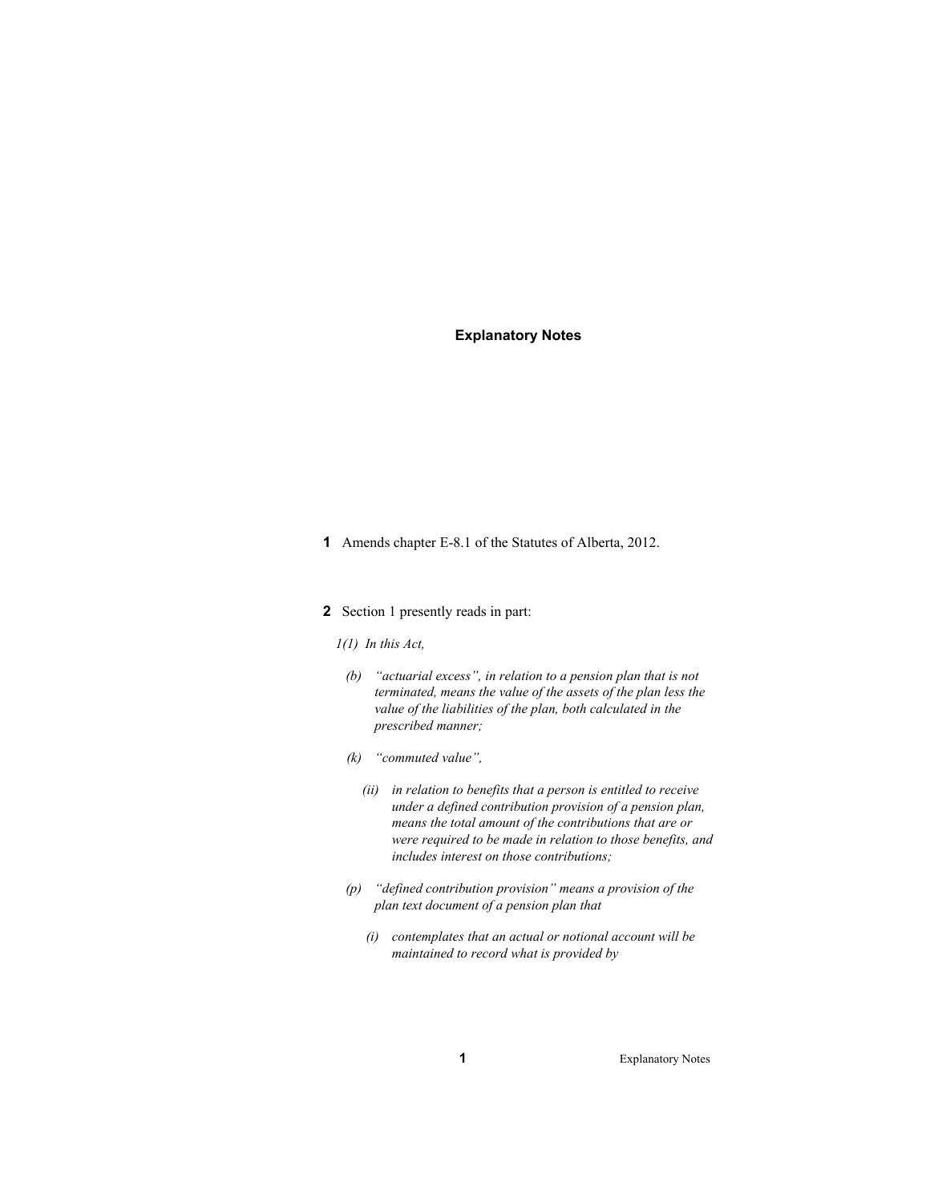## Explanatory Notes

**1** Amends chapter E-8.1 of the Statutes of Alberta, 2012.

**2** Section 1 presently reads in part:

*1(1) In this Act,*

*(b) "actuarial excess", in relation to a pension plan that is not terminated, means the value of the assets of the plan less the value of the liabilities of the plan, both calculated in the prescribed manner;*

*(k) "commuted value",*

*(ii) in relation to benefits that a person is entitled to receive under a defined contribution provision of a pension plan, means the total amount of the contributions that are or were required to be made in relation to those benefits, and includes interest on those contributions;*

*(p) "defined contribution provision" means a provision of the plan text document of a pension plan that*

*(i) contemplates that an actual or notional account will be maintained to record what is provided by*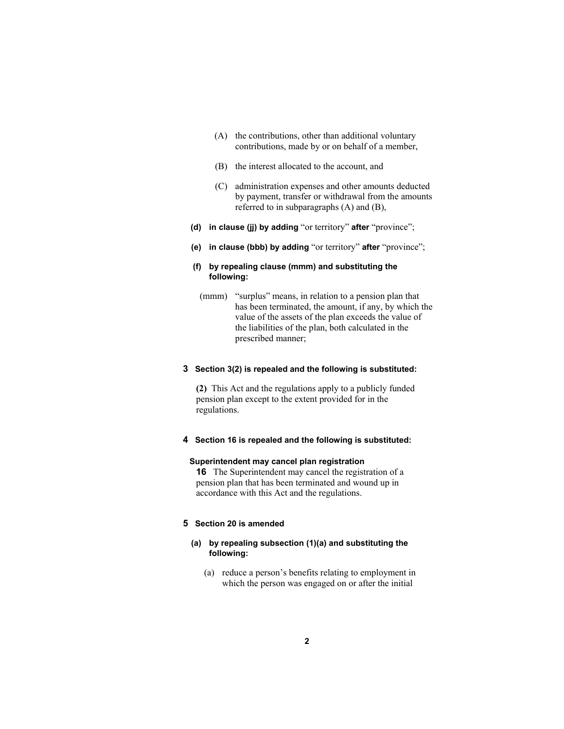(A) the contributions, other than additional voluntary contributions, made by or on behalf of a member,

(B) the interest allocated to the account, and

(C) administration expenses and other amounts deducted by payment, transfer or withdrawal from the amounts referred to in subparagraphs (A) and (B),

**(d) in clause (jj) by adding** “or territory” **after** “province”;

**(e) in clause (bbb) by adding** “or territory” **after** “province”;

**(f) by repealing clause (mmm) and substituting the following:**

(mmm) “surplus” means, in relation to a pension plan that has been terminated, the amount, if any, by which the value of the assets of the plan exceeds the value of the liabilities of the plan, both calculated in the prescribed manner;

**3 Section 3(2) is repealed and the following is substituted:**

**(2)** This Act and the regulations apply to a publicly funded pension plan except to the extent provided for in the regulations.

**4 Section 16 is repealed and the following is substituted:**

**Superintendent may cancel plan registration**

**16** The Superintendent may cancel the registration of a pension plan that has been terminated and wound up in accordance with this Act and the regulations.

**5 Section 20 is amended**

**(a) by repealing subsection (1)(a) and substituting the following:**

(a) reduce a person’s benefits relating to employment in which the person was engaged on or after the initial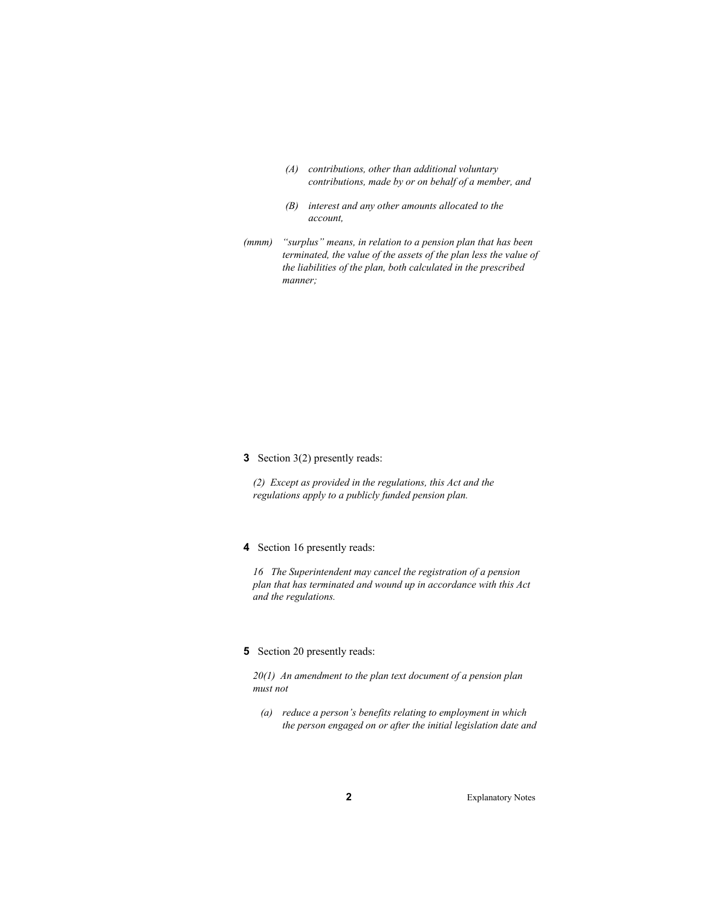*(A) contributions, other than additional voluntary contributions, made by or on behalf of a member, and*

*(B) interest and any other amounts allocated to the account,*

*(mmm) "surplus" means, in relation to a pension plan that has been terminated, the value of the assets of the plan less the value of the liabilities of the plan, both calculated in the prescribed manner;*

**3** Section 3(2) presently reads:

*(2) Except as provided in the regulations, this Act and the regulations apply to a publicly funded pension plan.*

**4** Section 16 presently reads:

*16 The Superintendent may cancel the registration of a pension plan that has terminated and wound up in accordance with this Act and the regulations.*

**5** Section 20 presently reads:

*20(1) An amendment to the plan text document of a pension plan must not*

*(a) reduce a person's benefits relating to employment in which the person engaged on or after the initial legislation date and*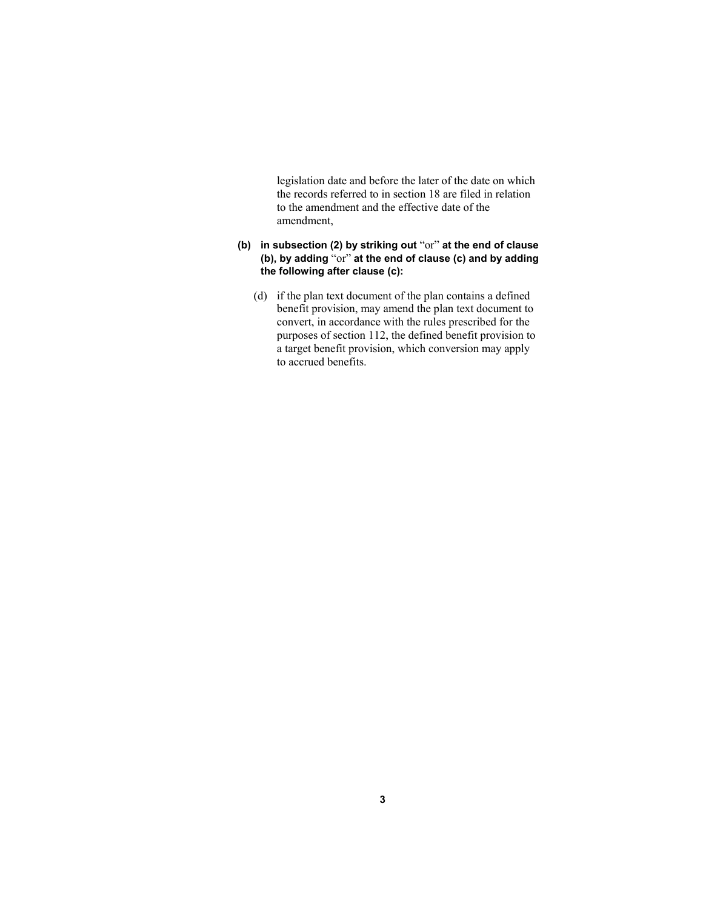legislation date and before the later of the date on which the records referred to in section 18 are filed in relation to the amendment and the effective date of the amendment,

**(b) in subsection (2) by striking out** “or” **at the end of clause (b), by adding** “or” **at the end of clause (c) and by adding the following after clause (c):**

(d) if the plan text document of the plan contains a defined benefit provision, may amend the plan text document to convert, in accordance with the rules prescribed for the purposes of section 112, the defined benefit provision to a target benefit provision, which conversion may apply to accrued benefits.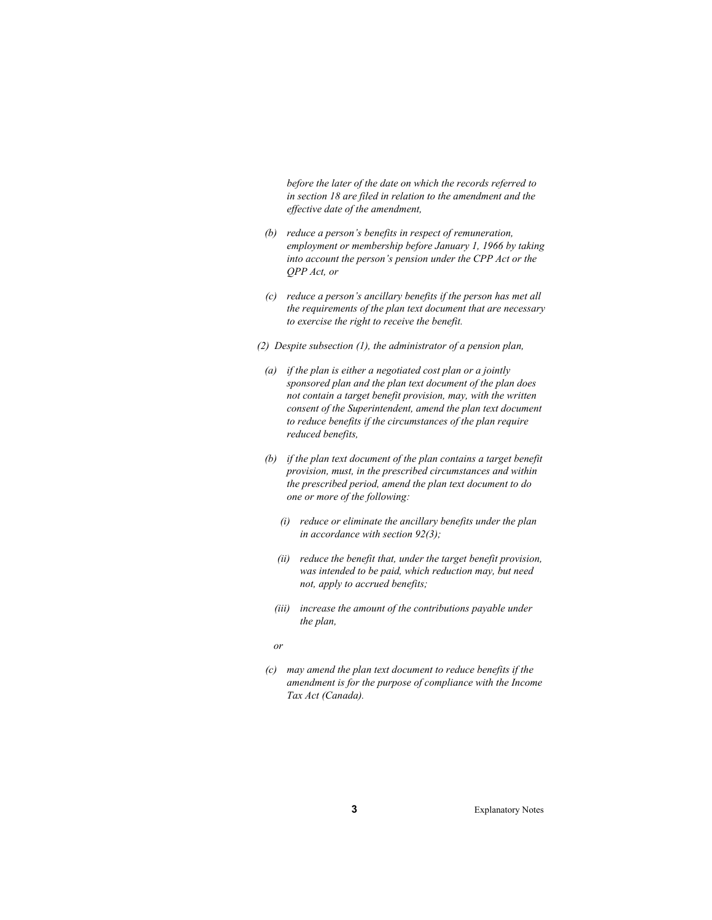*before the later of the date on which the records referred to in section 18 are filed in relation to the amendment and the effective date of the amendment,*

*(b) reduce a person's benefits in respect of remuneration, employment or membership before January 1, 1966 by taking into account the person's pension under the CPP Act or the QPP Act, or*

*(c) reduce a person's ancillary benefits if the person has met all the requirements of the plan text document that are necessary to exercise the right to receive the benefit.*

*(2) Despite subsection (1), the administrator of a pension plan,*

*(a) if the plan is either a negotiated cost plan or a jointly sponsored plan and the plan text document of the plan does not contain a target benefit provision, may, with the written consent of the Superintendent, amend the plan text document to reduce benefits if the circumstances of the plan require reduced benefits,*

*(b) if the plan text document of the plan contains a target benefit provision, must, in the prescribed circumstances and within the prescribed period, amend the plan text document to do one or more of the following:*

*(i) reduce or eliminate the ancillary benefits under the plan in accordance with section 92(3);*

*(ii) reduce the benefit that, under the target benefit provision, was intended to be paid, which reduction may, but need not, apply to accrued benefits;*

*(iii) increase the amount of the contributions payable under the plan,*

*or*

*(c) may amend the plan text document to reduce benefits if the amendment is for the purpose of compliance with the Income Tax Act (Canada).*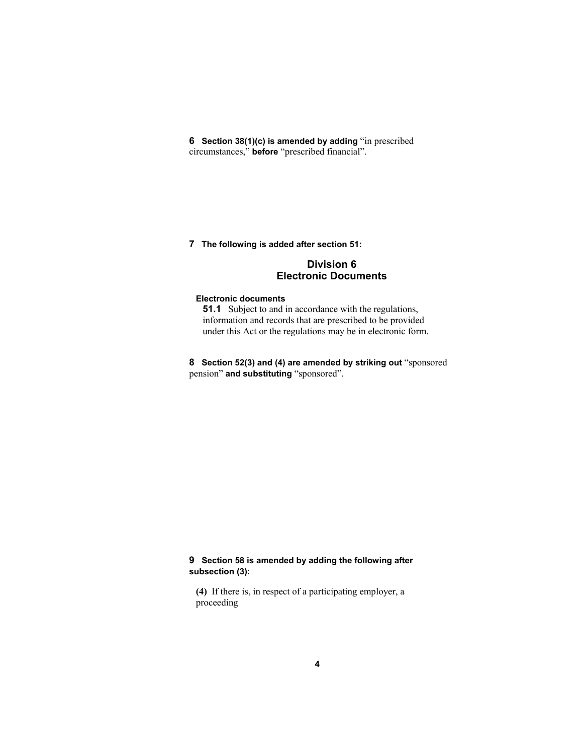**6** **Section 38(1)(c) is amended by adding** "in prescribed circumstances," **before** "prescribed financial".

**7** **The following is added after section 51:**

## Division 6
## Electronic Documents

**Electronic documents**

**51.1** Subject to and in accordance with the regulations, information and records that are prescribed to be provided under this Act or the regulations may be in electronic form.

**8** **Section 52(3) and (4) are amended by striking out** "sponsored pension" **and substituting** "sponsored".

**9** **Section 58 is amended by adding the following after subsection (3):**

**(4)** If there is, in respect of a participating employer, a proceeding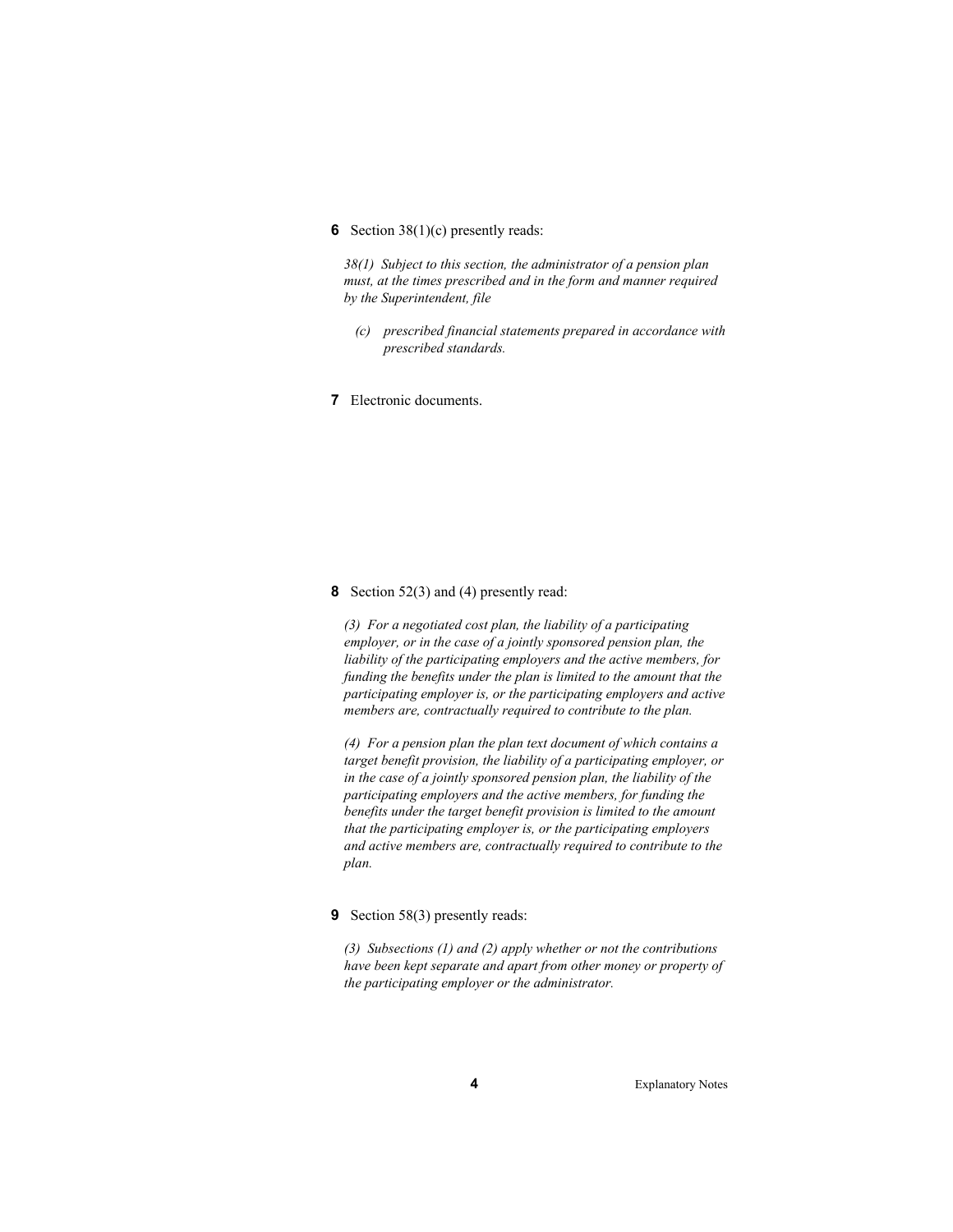**6** Section 38(1)(c) presently reads:

*38(1) Subject to this section, the administrator of a pension plan must, at the times prescribed and in the form and manner required by the Superintendent, file*

*(c) prescribed financial statements prepared in accordance with prescribed standards.*

**7** Electronic documents.

**8** Section 52(3) and (4) presently read:

*(3) For a negotiated cost plan, the liability of a participating employer, or in the case of a jointly sponsored pension plan, the liability of the participating employers and the active members, for funding the benefits under the plan is limited to the amount that the participating employer is, or the participating employers and active members are, contractually required to contribute to the plan.*

*(4) For a pension plan the plan text document of which contains a target benefit provision, the liability of a participating employer, or in the case of a jointly sponsored pension plan, the liability of the participating employers and the active members, for funding the benefits under the target benefit provision is limited to the amount that the participating employer is, or the participating employers and active members are, contractually required to contribute to the plan.*

**9** Section 58(3) presently reads:

*(3) Subsections (1) and (2) apply whether or not the contributions have been kept separate and apart from other money or property of the participating employer or the administrator.*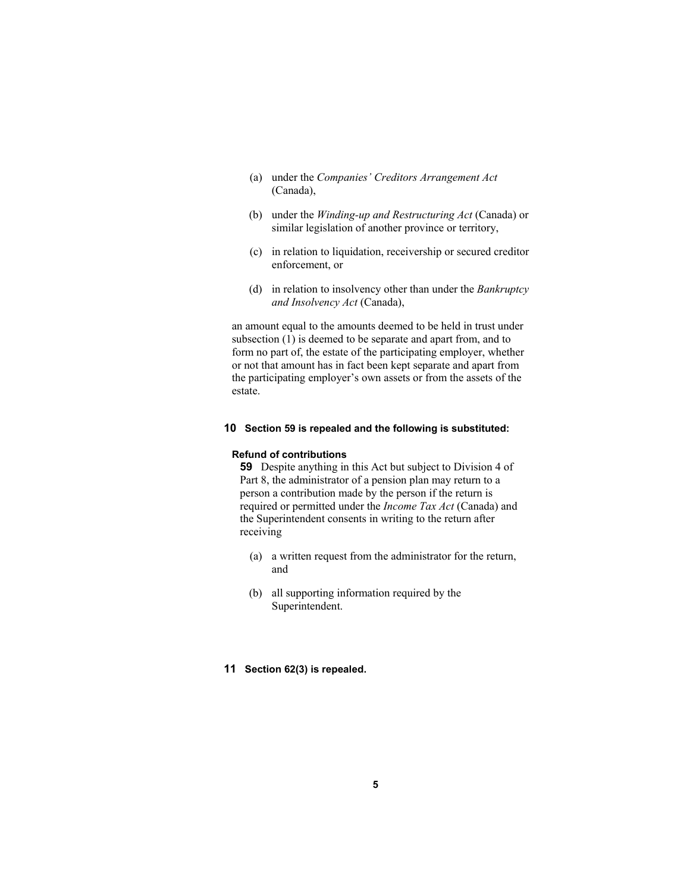(a) under the *Companies' Creditors Arrangement Act* (Canada),

(b) under the *Winding-up and Restructuring Act* (Canada) or similar legislation of another province or territory,

(c) in relation to liquidation, receivership or secured creditor enforcement, or

(d) in relation to insolvency other than under the *Bankruptcy and Insolvency Act* (Canada),

an amount equal to the amounts deemed to be held in trust under subsection (1) is deemed to be separate and apart from, and to form no part of, the estate of the participating employer, whether or not that amount has in fact been kept separate and apart from the participating employer's own assets or from the assets of the estate.

**10 Section 59 is repealed and the following is substituted:**

**Refund of contributions**

**59** Despite anything in this Act but subject to Division 4 of Part 8, the administrator of a pension plan may return to a person a contribution made by the person if the return is required or permitted under the *Income Tax Act* (Canada) and the Superintendent consents in writing to the return after receiving

(a) a written request from the administrator for the return, and

(b) all supporting information required by the Superintendent.

**11 Section 62(3) is repealed.**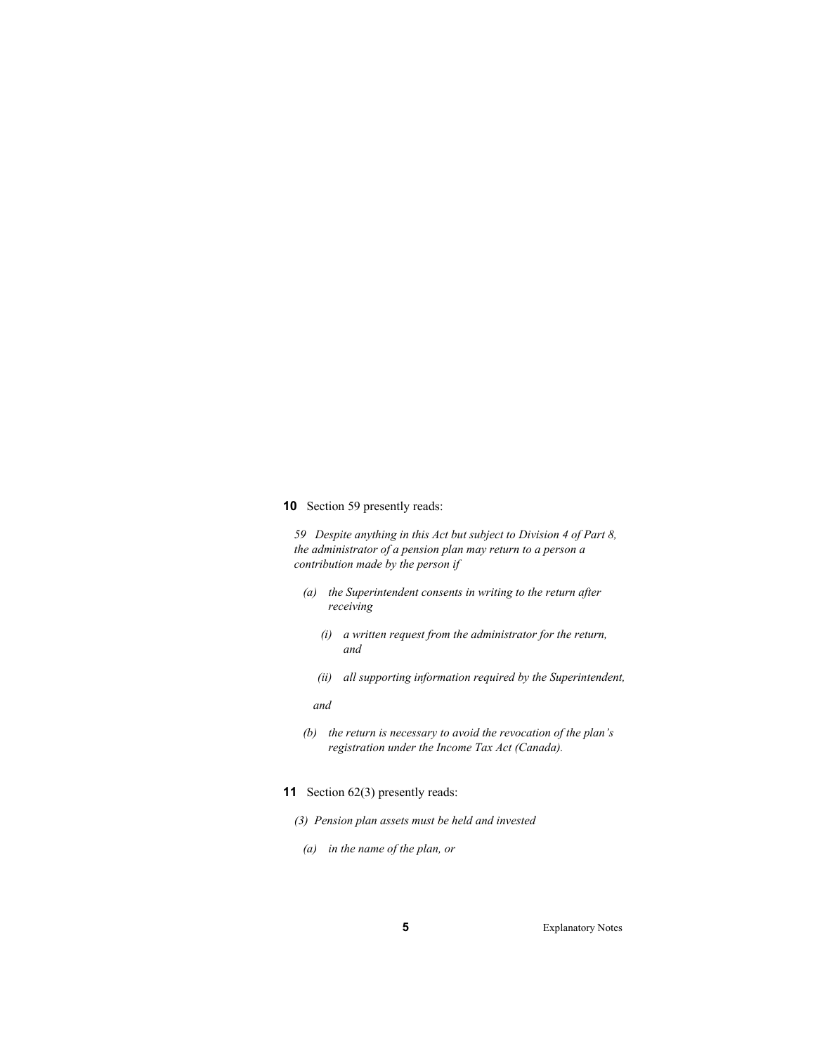**10** Section 59 presently reads:

*59 Despite anything in this Act but subject to Division 4 of Part 8, the administrator of a pension plan may return to a person a contribution made by the person if*

*(a) the Superintendent consents in writing to the return after receiving*

*(i) a written request from the administrator for the return, and*

*(ii) all supporting information required by the Superintendent,*

*and*

*(b) the return is necessary to avoid the revocation of the plan's registration under the Income Tax Act (Canada).*

**11** Section 62(3) presently reads:

*(3) Pension plan assets must be held and invested*

*(a) in the name of the plan, or*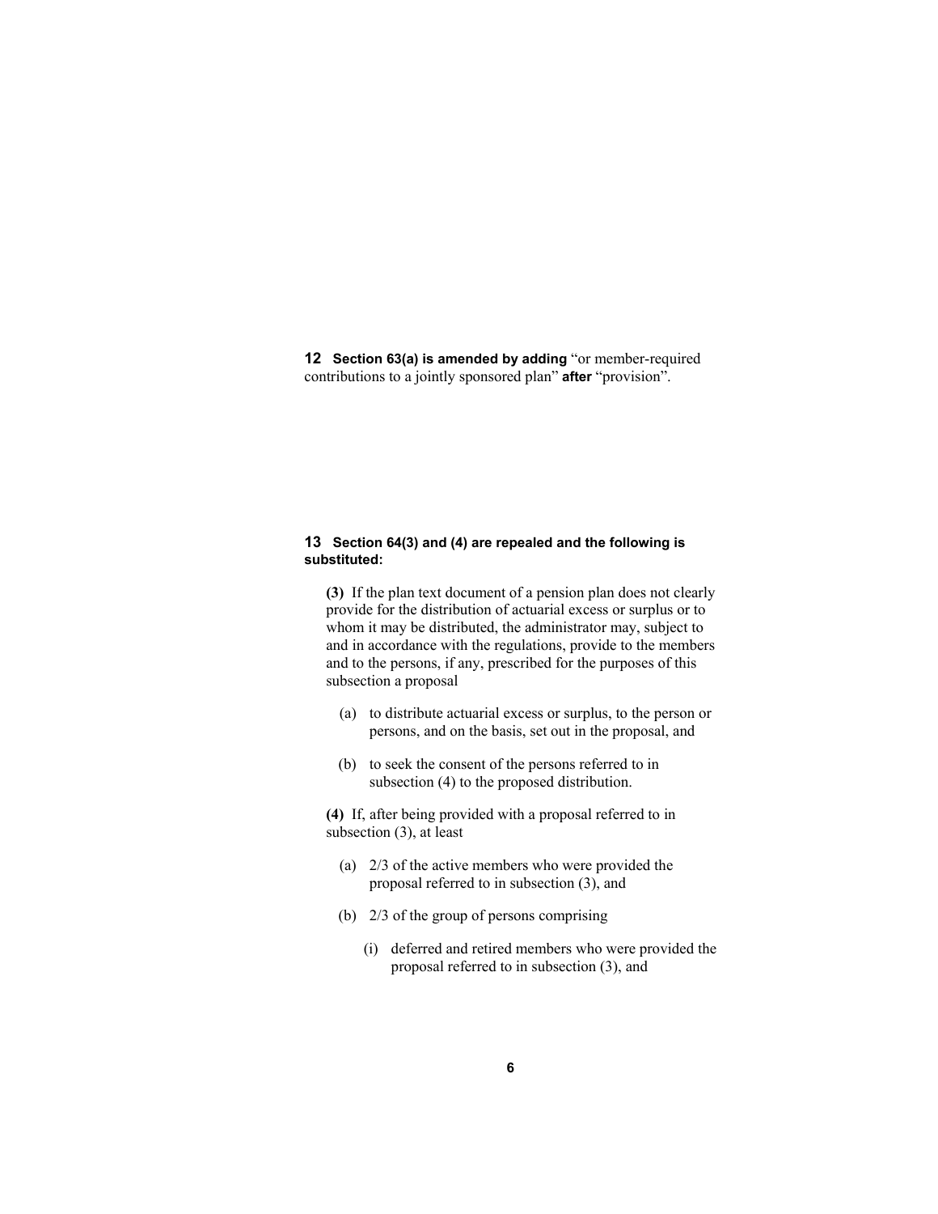**12** **Section 63(a) is amended by adding** "or member-required contributions to a jointly sponsored plan" **after** "provision".

**13** **Section 64(3) and (4) are repealed and the following is substituted:**

**(3)** If the plan text document of a pension plan does not clearly provide for the distribution of actuarial excess or surplus or to whom it may be distributed, the administrator may, subject to and in accordance with the regulations, provide to the members and to the persons, if any, prescribed for the purposes of this subsection a proposal

(a) to distribute actuarial excess or surplus, to the person or persons, and on the basis, set out in the proposal, and

(b) to seek the consent of the persons referred to in subsection (4) to the proposed distribution.

**(4)** If, after being provided with a proposal referred to in subsection (3), at least

(a) 2/3 of the active members who were provided the proposal referred to in subsection (3), and

(b) 2/3 of the group of persons comprising

(i) deferred and retired members who were provided the proposal referred to in subsection (3), and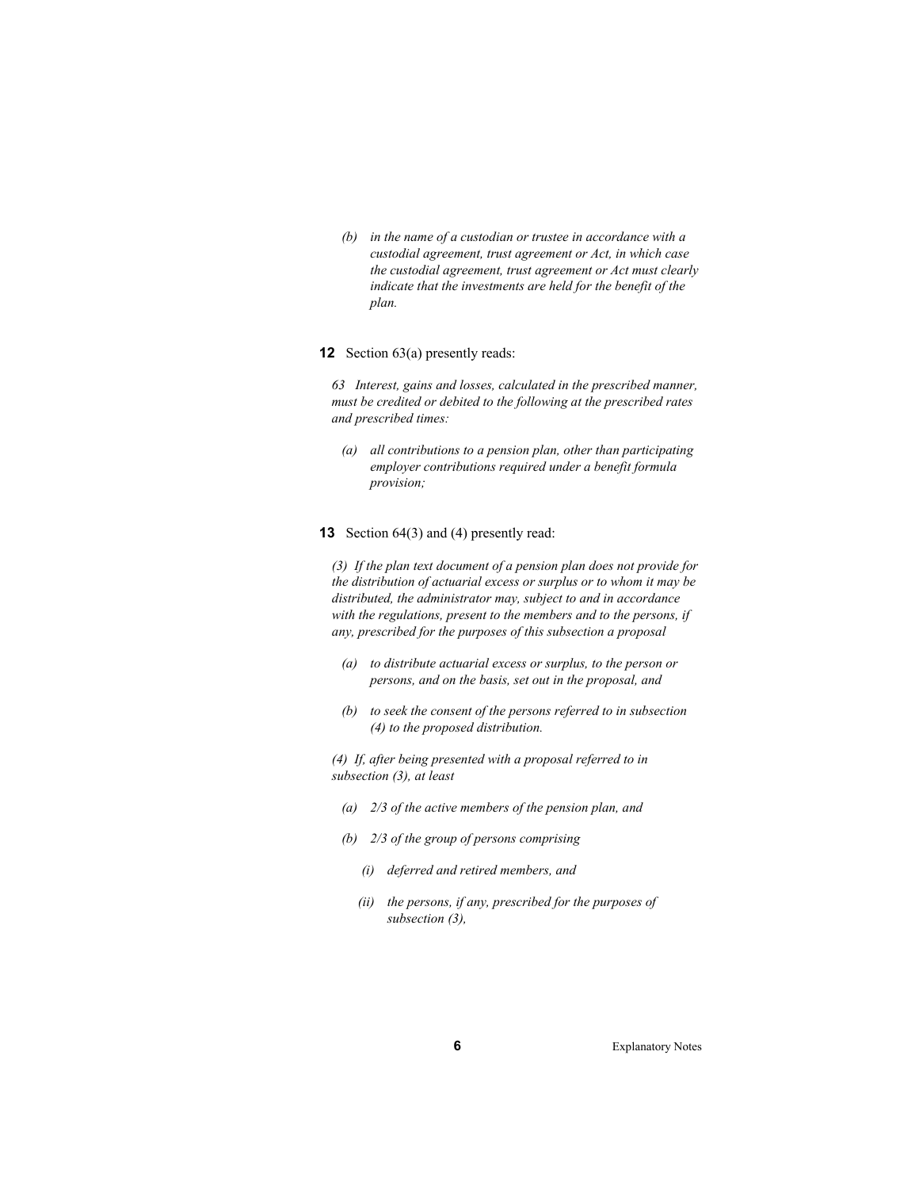*(b) in the name of a custodian or trustee in accordance with a custodial agreement, trust agreement or Act, in which case the custodial agreement, trust agreement or Act must clearly indicate that the investments are held for the benefit of the plan.*

**12** Section 63(a) presently reads:

*63 Interest, gains and losses, calculated in the prescribed manner, must be credited or debited to the following at the prescribed rates and prescribed times:*

*(a) all contributions to a pension plan, other than participating employer contributions required under a benefit formula provision;*

**13** Section 64(3) and (4) presently read:

*(3) If the plan text document of a pension plan does not provide for the distribution of actuarial excess or surplus or to whom it may be distributed, the administrator may, subject to and in accordance with the regulations, present to the members and to the persons, if any, prescribed for the purposes of this subsection a proposal*

*(a) to distribute actuarial excess or surplus, to the person or persons, and on the basis, set out in the proposal, and*

*(b) to seek the consent of the persons referred to in subsection (4) to the proposed distribution.*

*(4) If, after being presented with a proposal referred to in subsection (3), at least*

*(a) 2/3 of the active members of the pension plan, and*

*(b) 2/3 of the group of persons comprising*

*(i) deferred and retired members, and*

*(ii) the persons, if any, prescribed for the purposes of subsection (3),*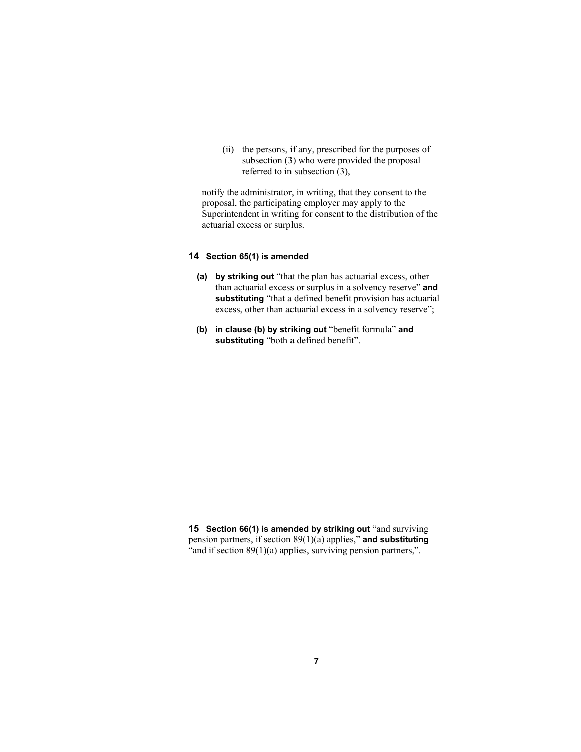(ii) the persons, if any, prescribed for the purposes of subsection (3) who were provided the proposal referred to in subsection (3),

notify the administrator, in writing, that they consent to the proposal, the participating employer may apply to the Superintendent in writing for consent to the distribution of the actuarial excess or surplus.

**14 Section 65(1) is amended**

**(a) by striking out** "that the plan has actuarial excess, other than actuarial excess or surplus in a solvency reserve" **and substituting** "that a defined benefit provision has actuarial excess, other than actuarial excess in a solvency reserve";

**(b) in clause (b) by striking out** "benefit formula" **and substituting** "both a defined benefit".

**15 Section 66(1) is amended by striking out** "and surviving pension partners, if section 89(1)(a) applies," **and substituting** "and if section 89(1)(a) applies, surviving pension partners,".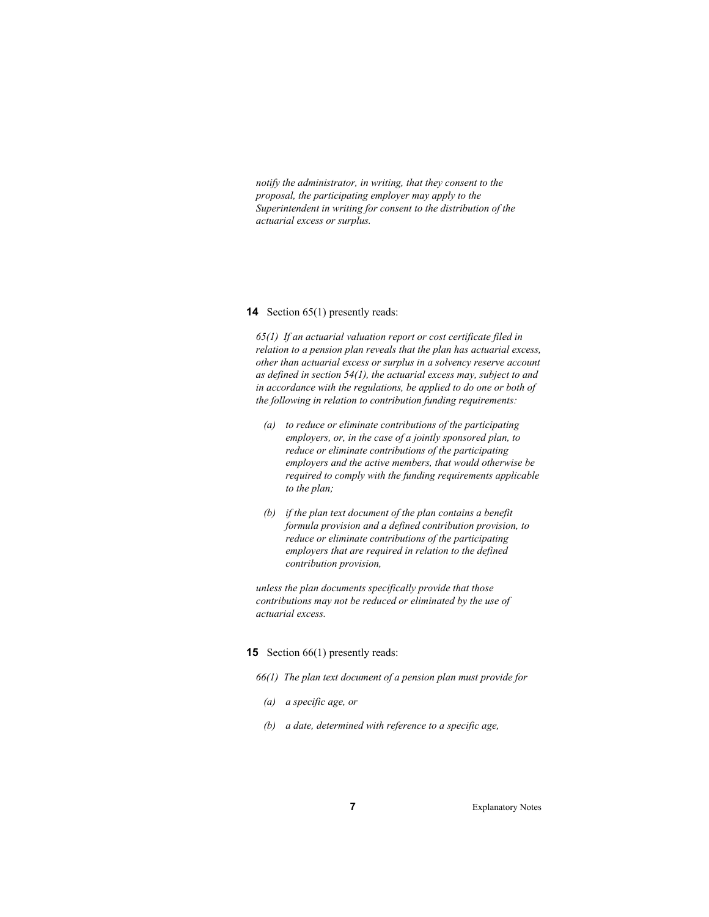*notify the administrator, in writing, that they consent to the proposal, the participating employer may apply to the Superintendent in writing for consent to the distribution of the actuarial excess or surplus.*

**14** Section 65(1) presently reads:

*65(1) If an actuarial valuation report or cost certificate filed in relation to a pension plan reveals that the plan has actuarial excess, other than actuarial excess or surplus in a solvency reserve account as defined in section 54(1), the actuarial excess may, subject to and in accordance with the regulations, be applied to do one or both of the following in relation to contribution funding requirements:*

- *(a) to reduce or eliminate contributions of the participating employers, or, in the case of a jointly sponsored plan, to reduce or eliminate contributions of the participating employers and the active members, that would otherwise be required to comply with the funding requirements applicable to the plan;*
- *(b) if the plan text document of the plan contains a benefit formula provision and a defined contribution provision, to reduce or eliminate contributions of the participating employers that are required in relation to the defined contribution provision,*

*unless the plan documents specifically provide that those contributions may not be reduced or eliminated by the use of actuarial excess.*

**15** Section 66(1) presently reads:

*66(1) The plan text document of a pension plan must provide for*

- *(a) a specific age, or*
- *(b) a date, determined with reference to a specific age,*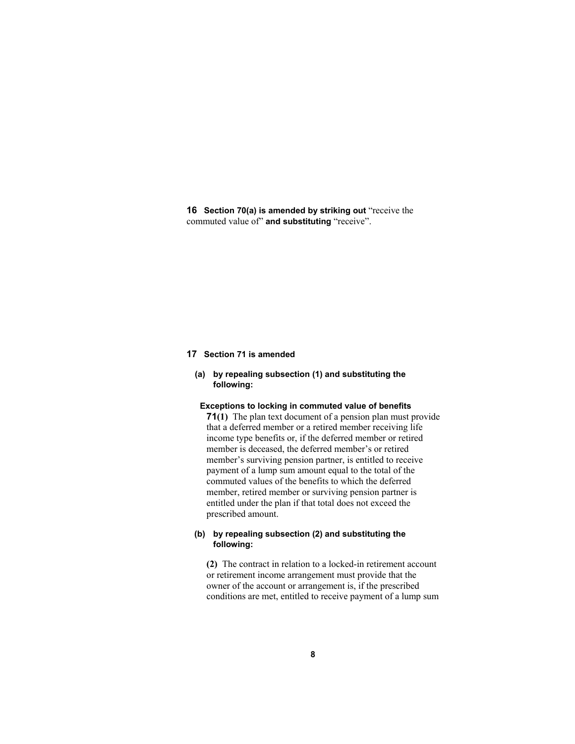**16** **Section 70(a) is amended by striking out** "receive the commuted value of" **and substituting** "receive".

**17** **Section 71 is amended**

**(a)** **by repealing subsection (1) and substituting the following:**

**Exceptions to locking in commuted value of benefits**

**71(1)** The plan text document of a pension plan must provide that a deferred member or a retired member receiving life income type benefits or, if the deferred member or retired member is deceased, the deferred member's or retired member's surviving pension partner, is entitled to receive payment of a lump sum amount equal to the total of the commuted values of the benefits to which the deferred member, retired member or surviving pension partner is entitled under the plan if that total does not exceed the prescribed amount.

**(b)** **by repealing subsection (2) and substituting the following:**

**(2)** The contract in relation to a locked-in retirement account or retirement income arrangement must provide that the owner of the account or arrangement is, if the prescribed conditions are met, entitled to receive payment of a lump sum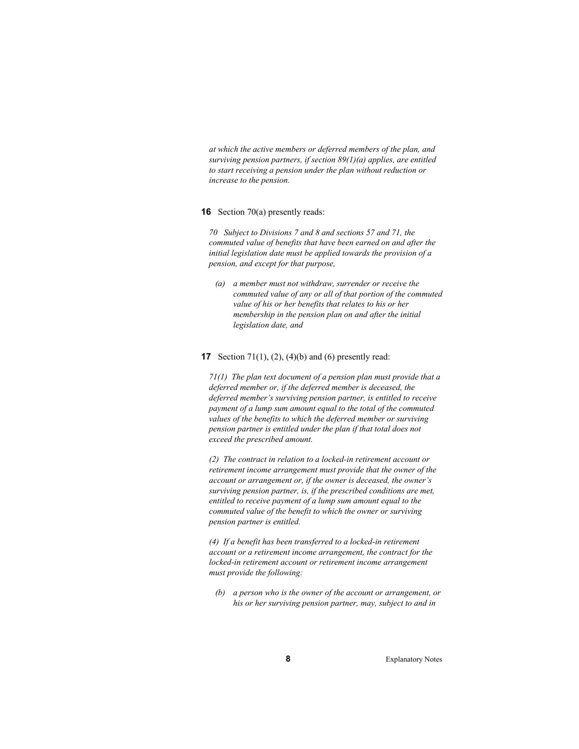*at which the active members or deferred members of the plan, and surviving pension partners, if section 89(1)(a) applies, are entitled to start receiving a pension under the plan without reduction or increase to the pension.*

**16** Section 70(a) presently reads:

*70 Subject to Divisions 7 and 8 and sections 57 and 71, the commuted value of benefits that have been earned on and after the initial legislation date must be applied towards the provision of a pension, and except for that purpose,*

- *(a) a member must not withdraw, surrender or receive the commuted value of any or all of that portion of the commuted value of his or her benefits that relates to his or her membership in the pension plan on and after the initial legislation date, and*

**17** Section 71(1), (2), (4)(b) and (6) presently read:

*71(1) The plan text document of a pension plan must provide that a deferred member or, if the deferred member is deceased, the deferred member's surviving pension partner, is entitled to receive payment of a lump sum amount equal to the total of the commuted values of the benefits to which the deferred member or surviving pension partner is entitled under the plan if that total does not exceed the prescribed amount.*

*(2) The contract in relation to a locked-in retirement account or retirement income arrangement must provide that the owner of the account or arrangement or, if the owner is deceased, the owner's surviving pension partner, is, if the prescribed conditions are met, entitled to receive payment of a lump sum amount equal to the commuted value of the benefit to which the owner or surviving pension partner is entitled.*

*(4) If a benefit has been transferred to a locked-in retirement account or a retirement income arrangement, the contract for the locked-in retirement account or retirement income arrangement must provide the following:*

- *(b) a person who is the owner of the account or arrangement, or his or her surviving pension partner, may, subject to and in*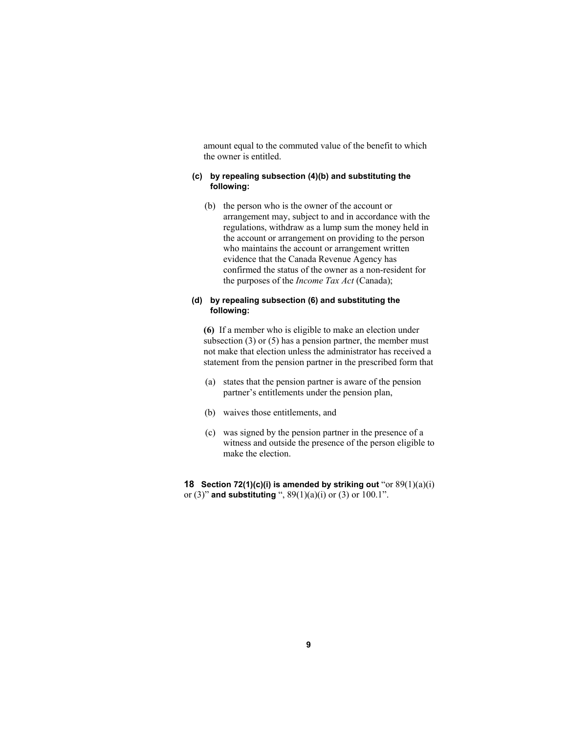amount equal to the commuted value of the benefit to which the owner is entitled.

**(c) by repealing subsection (4)(b) and substituting the following:**

(b) the person who is the owner of the account or arrangement may, subject to and in accordance with the regulations, withdraw as a lump sum the money held in the account or arrangement on providing to the person who maintains the account or arrangement written evidence that the Canada Revenue Agency has confirmed the status of the owner as a non-resident for the purposes of the *Income Tax Act* (Canada);

**(d) by repealing subsection (6) and substituting the following:**

**(6)** If a member who is eligible to make an election under subsection (3) or (5) has a pension partner, the member must not make that election unless the administrator has received a statement from the pension partner in the prescribed form that

(a) states that the pension partner is aware of the pension partner's entitlements under the pension plan,

(b) waives those entitlements, and

(c) was signed by the pension partner in the presence of a witness and outside the presence of the person eligible to make the election.

**18 Section 72(1)(c)(i) is amended by striking out** "or 89(1)(a)(i) or (3)" **and substituting** ", 89(1)(a)(i) or (3) or 100.1".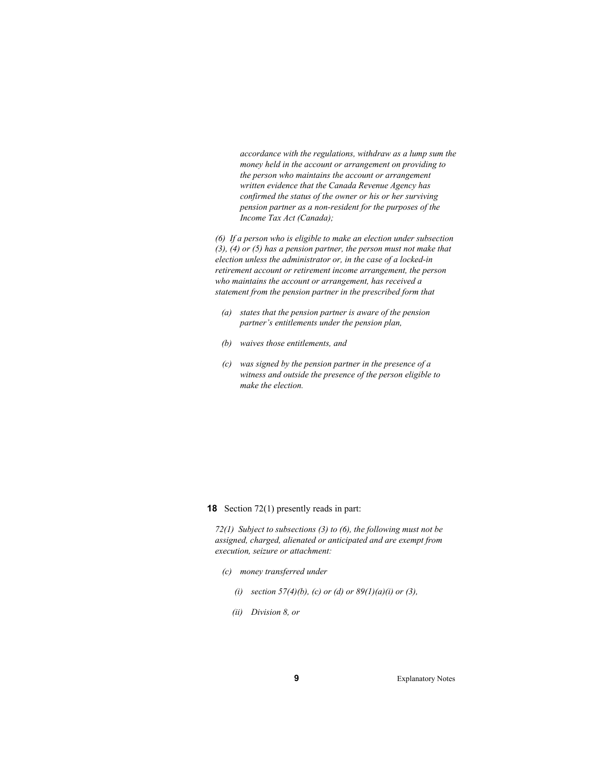*accordance with the regulations, withdraw as a lump sum the money held in the account or arrangement on providing to the person who maintains the account or arrangement written evidence that the Canada Revenue Agency has confirmed the status of the owner or his or her surviving pension partner as a non-resident for the purposes of the Income Tax Act (Canada);*

*(6) If a person who is eligible to make an election under subsection (3), (4) or (5) has a pension partner, the person must not make that election unless the administrator or, in the case of a locked-in retirement account or retirement income arrangement, the person who maintains the account or arrangement, has received a statement from the pension partner in the prescribed form that*

- *(a) states that the pension partner is aware of the pension partner's entitlements under the pension plan,*
- *(b) waives those entitlements, and*
- *(c) was signed by the pension partner in the presence of a witness and outside the presence of the person eligible to make the election.*

**18** Section 72(1) presently reads in part:

*72(1) Subject to subsections (3) to (6), the following must not be assigned, charged, alienated or anticipated and are exempt from execution, seizure or attachment:*

- *(c) money transferred under*
  - *(i) section 57(4)(b), (c) or (d) or 89(1)(a)(i) or (3),*
  - *(ii) Division 8, or*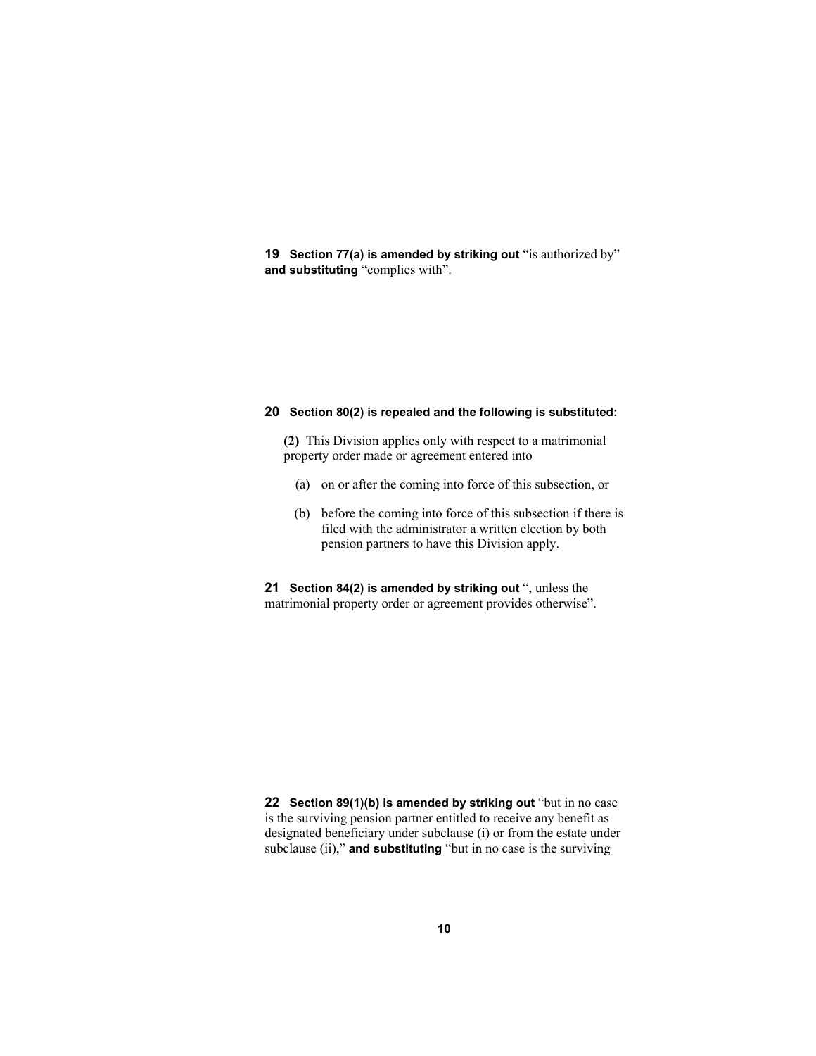**19** **Section 77(a) is amended by striking out** “is authorized by” **and substituting** “complies with”.

**20** **Section 80(2) is repealed and the following is substituted:**

**(2)** This Division applies only with respect to a matrimonial property order made or agreement entered into

(a) on or after the coming into force of this subsection, or

(b) before the coming into force of this subsection if there is filed with the administrator a written election by both pension partners to have this Division apply.

**21** **Section 84(2) is amended by striking out** “, unless the matrimonial property order or agreement provides otherwise”.

**22** **Section 89(1)(b) is amended by striking out** “but in no case is the surviving pension partner entitled to receive any benefit as designated beneficiary under subclause (i) or from the estate under subclause (ii),” **and substituting** “but in no case is the surviving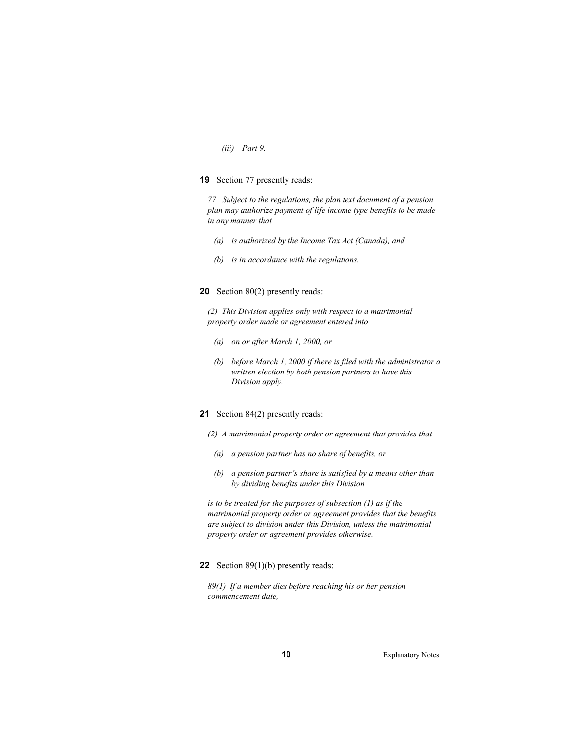*(iii) Part 9.*

**19** Section 77 presently reads:

*77 Subject to the regulations, the plan text document of a pension plan may authorize payment of life income type benefits to be made in any manner that*

*(a) is authorized by the Income Tax Act (Canada), and*

*(b) is in accordance with the regulations.*

**20** Section 80(2) presently reads:

*(2) This Division applies only with respect to a matrimonial property order made or agreement entered into*

*(a) on or after March 1, 2000, or*

*(b) before March 1, 2000 if there is filed with the administrator a written election by both pension partners to have this Division apply.*

**21** Section 84(2) presently reads:

*(2) A matrimonial property order or agreement that provides that*

*(a) a pension partner has no share of benefits, or*

*(b) a pension partner's share is satisfied by a means other than by dividing benefits under this Division*

*is to be treated for the purposes of subsection (1) as if the matrimonial property order or agreement provides that the benefits are subject to division under this Division, unless the matrimonial property order or agreement provides otherwise.*

**22** Section 89(1)(b) presently reads:

*89(1) If a member dies before reaching his or her pension commencement date,*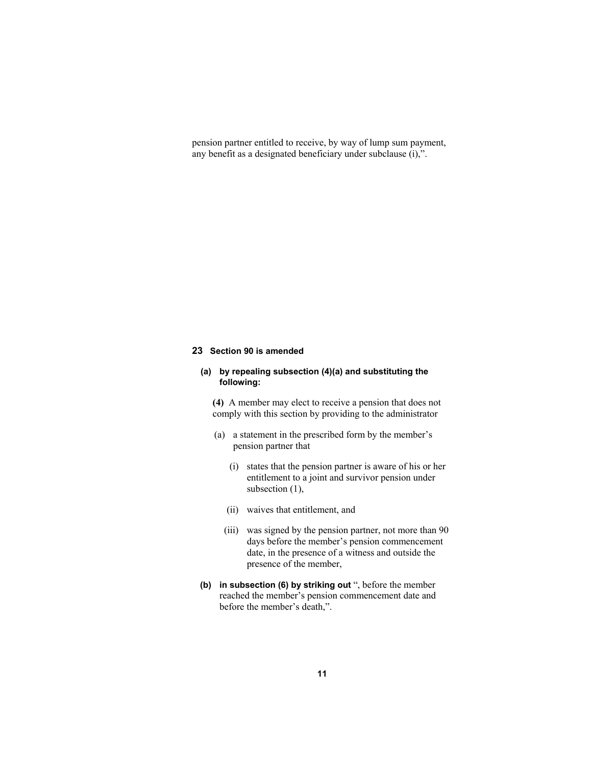pension partner entitled to receive, by way of lump sum payment, any benefit as a designated beneficiary under subclause (i),".

**23 Section 90 is amended**

**(a) by repealing subsection (4)(a) and substituting the following:**

**(4)** A member may elect to receive a pension that does not comply with this section by providing to the administrator

(a) a statement in the prescribed form by the member's pension partner that

(i) states that the pension partner is aware of his or her entitlement to a joint and survivor pension under subsection (1),

(ii) waives that entitlement, and

(iii) was signed by the pension partner, not more than 90 days before the member's pension commencement date, in the presence of a witness and outside the presence of the member,

**(b) in subsection (6) by striking out** ", before the member reached the member's pension commencement date and before the member's death,".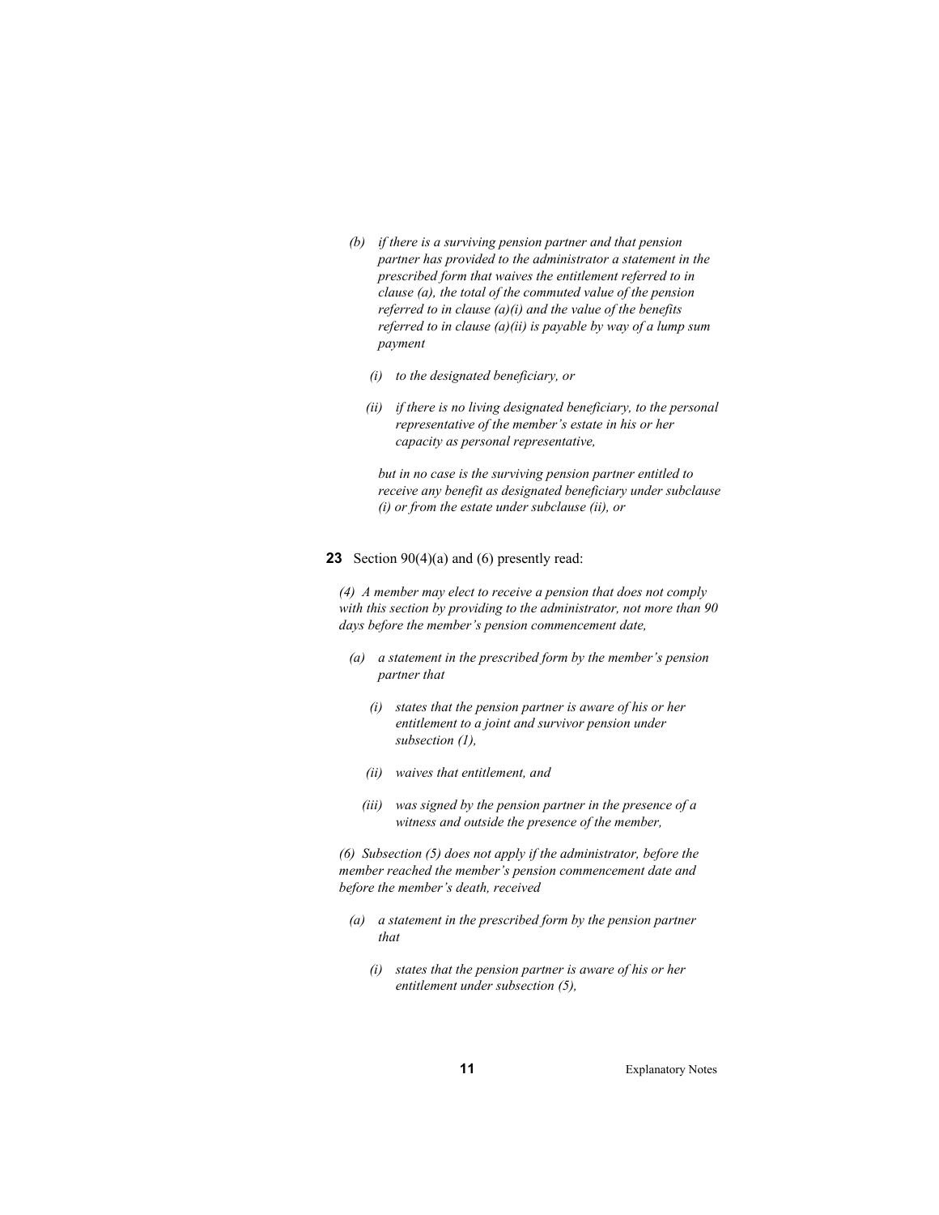*(b) if there is a surviving pension partner and that pension partner has provided to the administrator a statement in the prescribed form that waives the entitlement referred to in clause (a), the total of the commuted value of the pension referred to in clause (a)(i) and the value of the benefits referred to in clause (a)(ii) is payable by way of a lump sum payment*

*(i) to the designated beneficiary, or*

*(ii) if there is no living designated beneficiary, to the personal representative of the member's estate in his or her capacity as personal representative,*

*but in no case is the surviving pension partner entitled to receive any benefit as designated beneficiary under subclause (i) or from the estate under subclause (ii), or*

**23** Section 90(4)(a) and (6) presently read:

*(4) A member may elect to receive a pension that does not comply with this section by providing to the administrator, not more than 90 days before the member's pension commencement date,*

*(a) a statement in the prescribed form by the member's pension partner that*

*(i) states that the pension partner is aware of his or her entitlement to a joint and survivor pension under subsection (1),*

*(ii) waives that entitlement, and*

*(iii) was signed by the pension partner in the presence of a witness and outside the presence of the member,*

*(6) Subsection (5) does not apply if the administrator, before the member reached the member's pension commencement date and before the member's death, received*

*(a) a statement in the prescribed form by the pension partner that*

*(i) states that the pension partner is aware of his or her entitlement under subsection (5),*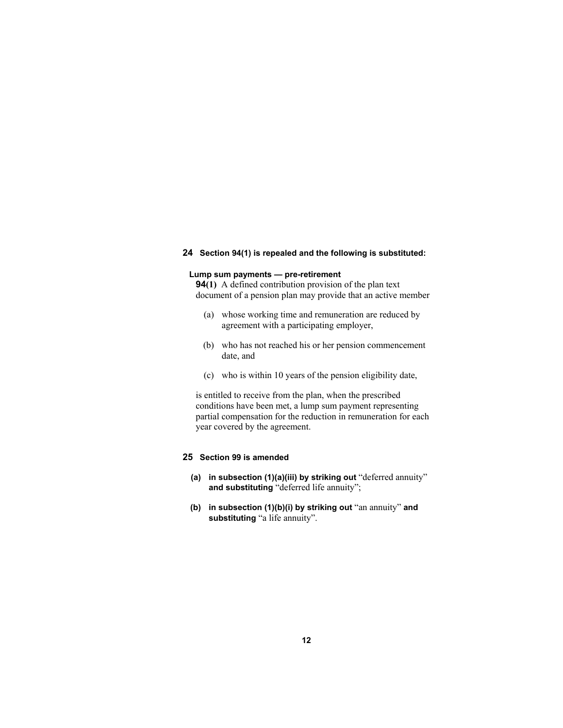**24 Section 94(1) is repealed and the following is substituted:**

**Lump sum payments — pre-retirement**

**94(1)** A defined contribution provision of the plan text document of a pension plan may provide that an active member

(a) whose working time and remuneration are reduced by agreement with a participating employer,

(b) who has not reached his or her pension commencement date, and

(c) who is within 10 years of the pension eligibility date,

is entitled to receive from the plan, when the prescribed conditions have been met, a lump sum payment representing partial compensation for the reduction in remuneration for each year covered by the agreement.

**25 Section 99 is amended**

**(a) in subsection (1)(a)(iii) by striking out** "deferred annuity" **and substituting** "deferred life annuity";

**(b) in subsection (1)(b)(i) by striking out** "an annuity" **and substituting** "a life annuity".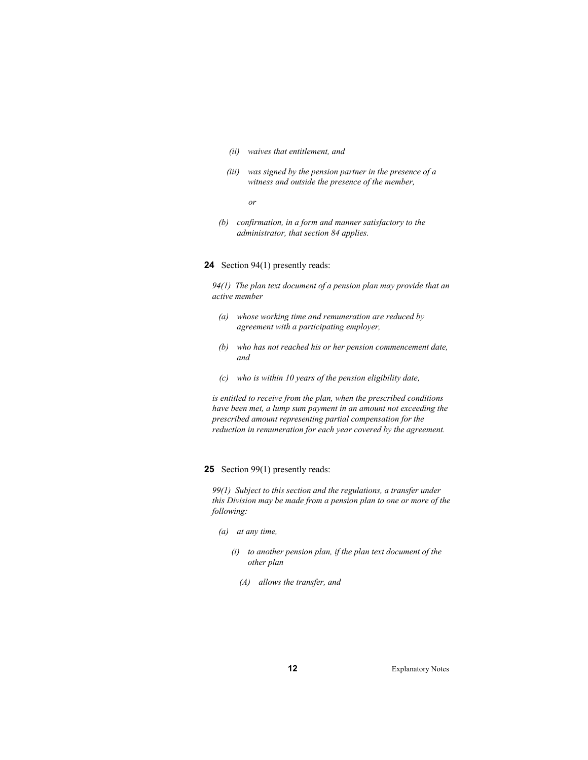*(ii) waives that entitlement, and*

*(iii) was signed by the pension partner in the presence of a witness and outside the presence of the member,*

*or*

*(b) confirmation, in a form and manner satisfactory to the administrator, that section 84 applies.*

**24** Section 94(1) presently reads:

*94(1) The plan text document of a pension plan may provide that an active member*

*(a) whose working time and remuneration are reduced by agreement with a participating employer,*

*(b) who has not reached his or her pension commencement date, and*

*(c) who is within 10 years of the pension eligibility date,*

*is entitled to receive from the plan, when the prescribed conditions have been met, a lump sum payment in an amount not exceeding the prescribed amount representing partial compensation for the reduction in remuneration for each year covered by the agreement.*

**25** Section 99(1) presently reads:

*99(1) Subject to this section and the regulations, a transfer under this Division may be made from a pension plan to one or more of the following:*

*(a) at any time,*

*(i) to another pension plan, if the plan text document of the other plan*

*(A) allows the transfer, and*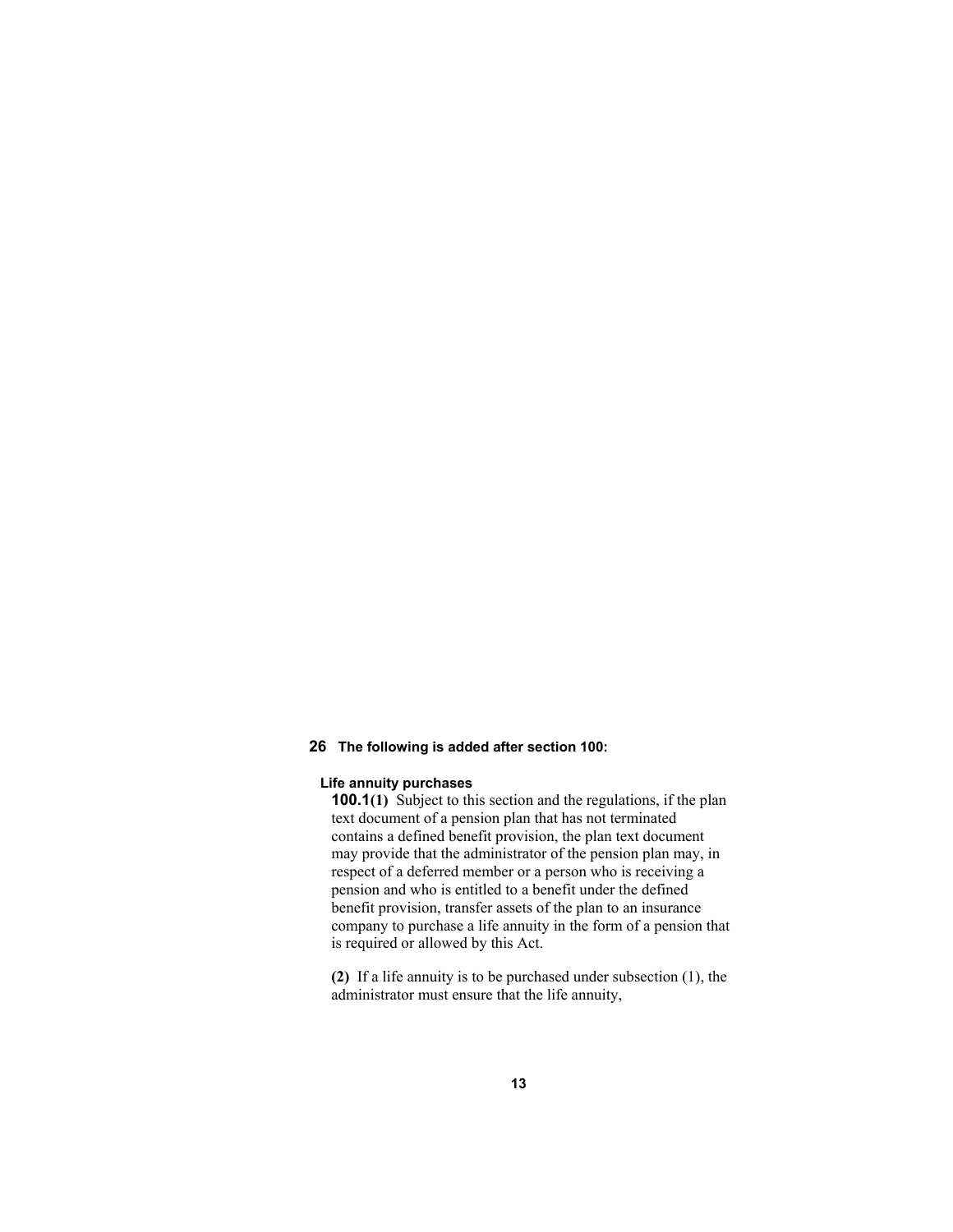**26 The following is added after section 100:**

**Life annuity purchases**

**100.1(1)** Subject to this section and the regulations, if the plan text document of a pension plan that has not terminated contains a defined benefit provision, the plan text document may provide that the administrator of the pension plan may, in respect of a deferred member or a person who is receiving a pension and who is entitled to a benefit under the defined benefit provision, transfer assets of the plan to an insurance company to purchase a life annuity in the form of a pension that is required or allowed by this Act.

**(2)** If a life annuity is to be purchased under subsection (1), the administrator must ensure that the life annuity,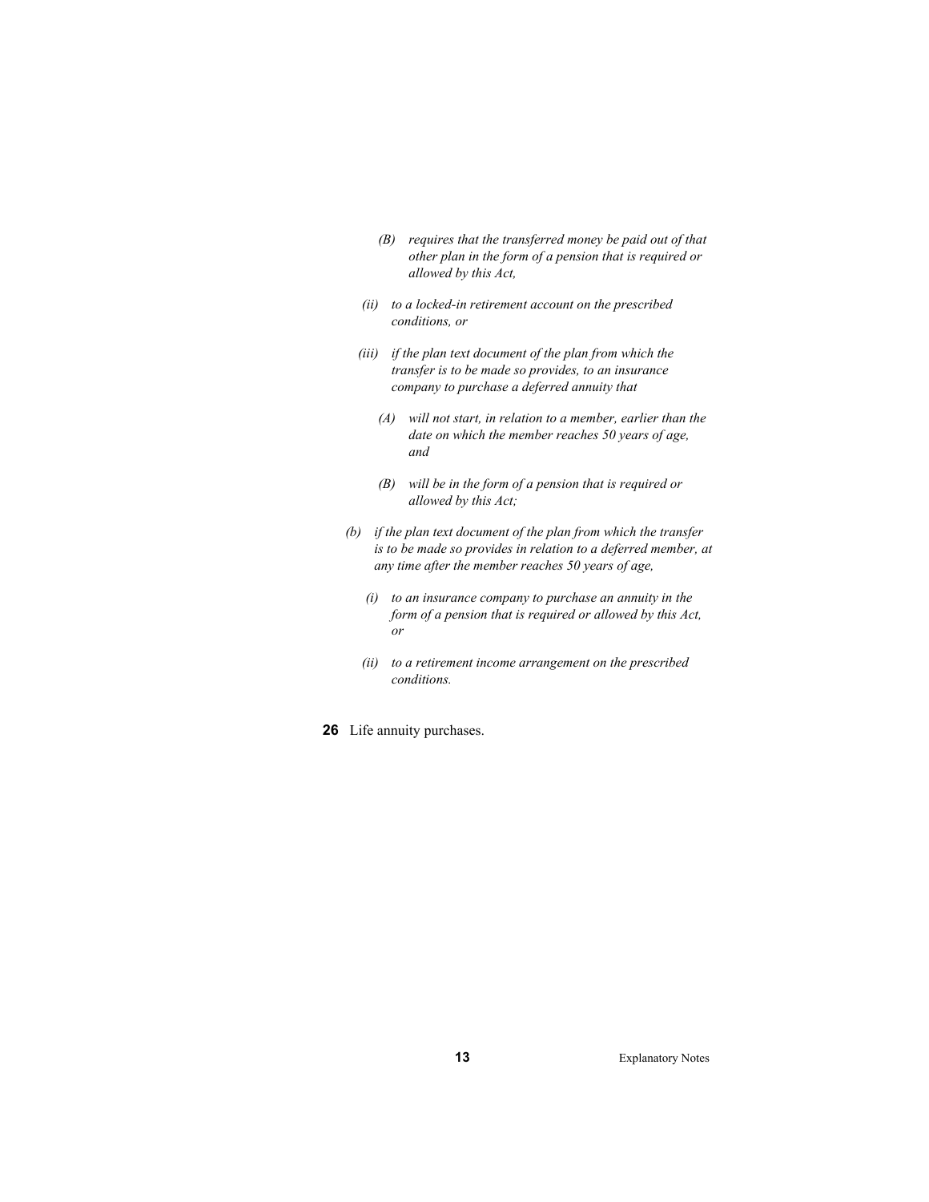*(B) requires that the transferred money be paid out of that other plan in the form of a pension that is required or allowed by this Act,*

*(ii) to a locked-in retirement account on the prescribed conditions, or*

*(iii) if the plan text document of the plan from which the transfer is to be made so provides, to an insurance company to purchase a deferred annuity that*

*(A) will not start, in relation to a member, earlier than the date on which the member reaches 50 years of age, and*

*(B) will be in the form of a pension that is required or allowed by this Act;*

*(b) if the plan text document of the plan from which the transfer is to be made so provides in relation to a deferred member, at any time after the member reaches 50 years of age,*

*(i) to an insurance company to purchase an annuity in the form of a pension that is required or allowed by this Act, or*

*(ii) to a retirement income arrangement on the prescribed conditions.*

**26** Life annuity purchases.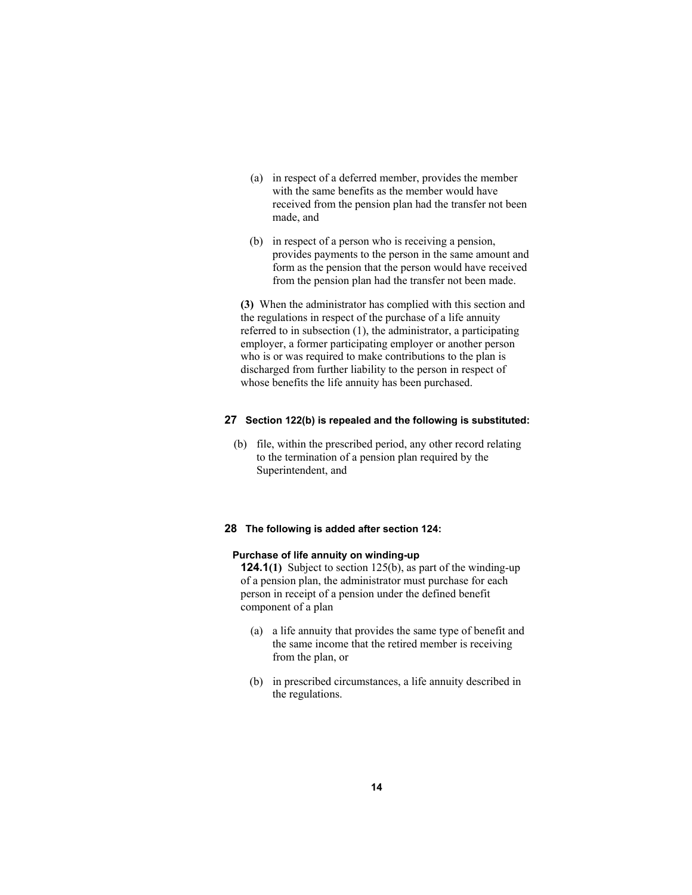(a) in respect of a deferred member, provides the member with the same benefits as the member would have received from the pension plan had the transfer not been made, and

(b) in respect of a person who is receiving a pension, provides payments to the person in the same amount and form as the pension that the person would have received from the pension plan had the transfer not been made.

**(3)** When the administrator has complied with this section and the regulations in respect of the purchase of a life annuity referred to in subsection (1), the administrator, a participating employer, a former participating employer or another person who is or was required to make contributions to the plan is discharged from further liability to the person in respect of whose benefits the life annuity has been purchased.

**27 Section 122(b) is repealed and the following is substituted:**

(b) file, within the prescribed period, any other record relating to the termination of a pension plan required by the Superintendent, and

**28 The following is added after section 124:**

**Purchase of life annuity on winding-up**

**124.1(1)** Subject to section 125(b), as part of the winding-up of a pension plan, the administrator must purchase for each person in receipt of a pension under the defined benefit component of a plan

(a) a life annuity that provides the same type of benefit and the same income that the retired member is receiving from the plan, or

(b) in prescribed circumstances, a life annuity described in the regulations.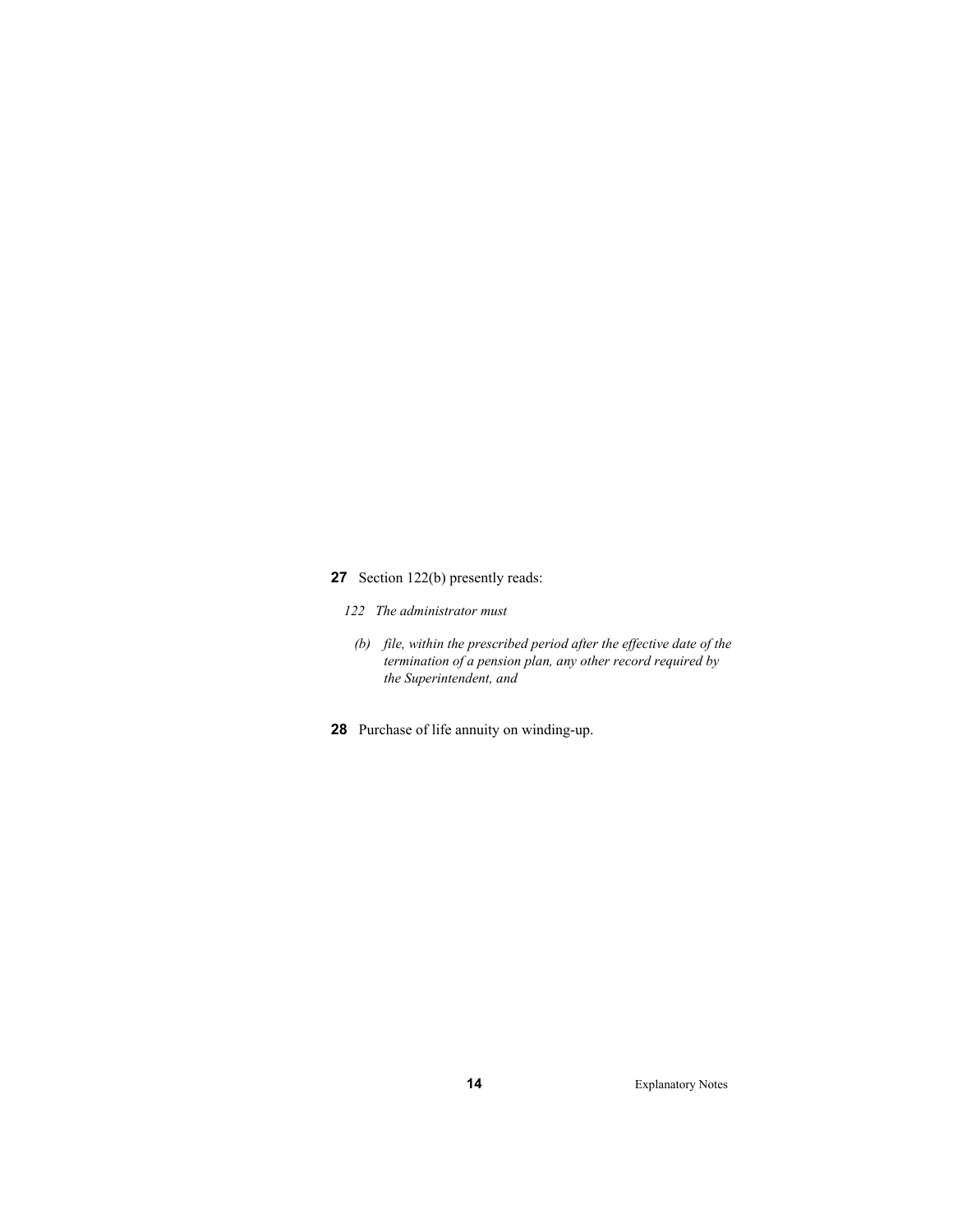**27** Section 122(b) presently reads:

*122 The administrator must*

*(b) file, within the prescribed period after the effective date of the termination of a pension plan, any other record required by the Superintendent, and*

**28** Purchase of life annuity on winding-up.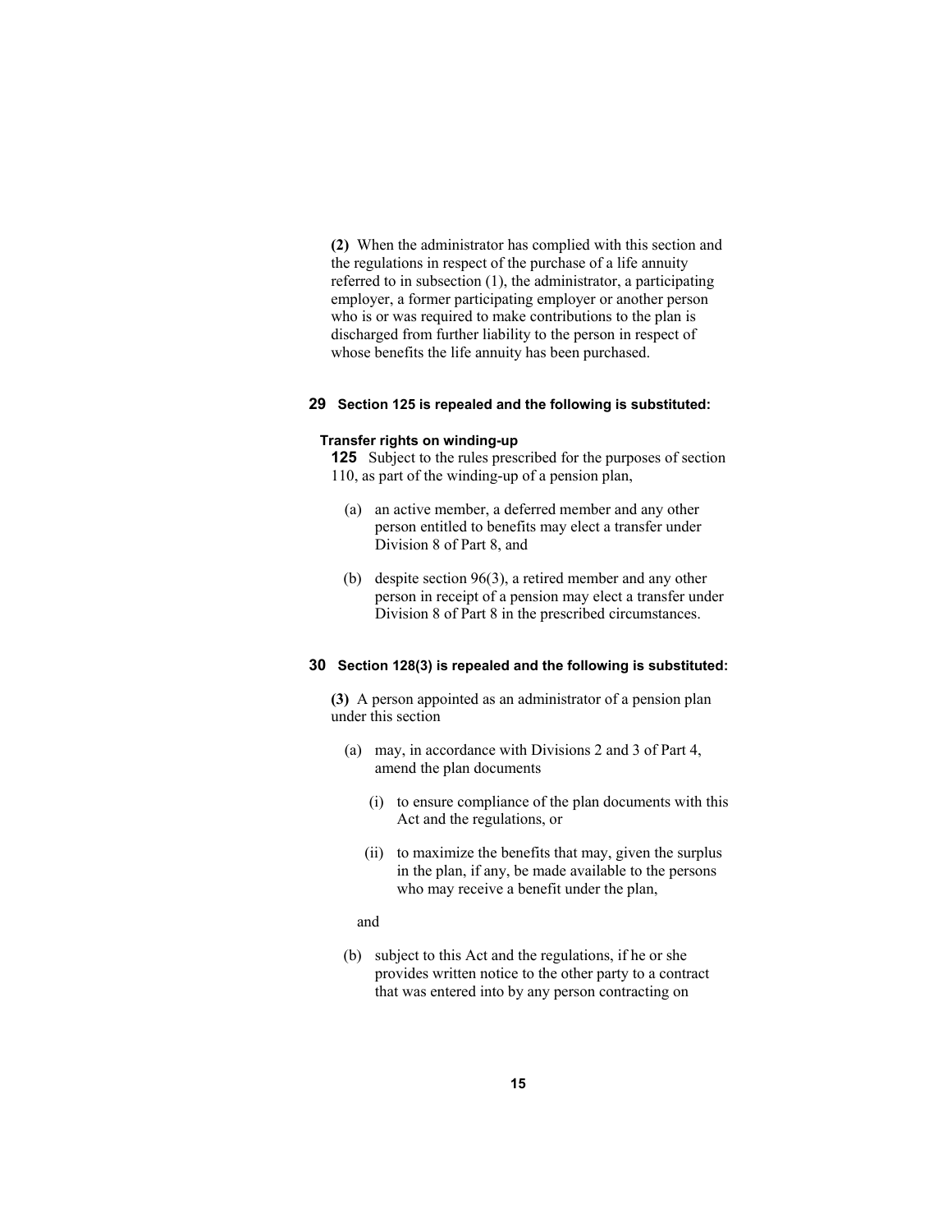**(2)** When the administrator has complied with this section and the regulations in respect of the purchase of a life annuity referred to in subsection (1), the administrator, a participating employer, a former participating employer or another person who is or was required to make contributions to the plan is discharged from further liability to the person in respect of whose benefits the life annuity has been purchased.

**29 Section 125 is repealed and the following is substituted:**

**Transfer rights on winding-up**

**125** Subject to the rules prescribed for the purposes of section 110, as part of the winding-up of a pension plan,

(a) an active member, a deferred member and any other person entitled to benefits may elect a transfer under Division 8 of Part 8, and

(b) despite section 96(3), a retired member and any other person in receipt of a pension may elect a transfer under Division 8 of Part 8 in the prescribed circumstances.

**30 Section 128(3) is repealed and the following is substituted:**

**(3)** A person appointed as an administrator of a pension plan under this section

(a) may, in accordance with Divisions 2 and 3 of Part 4, amend the plan documents

(i) to ensure compliance of the plan documents with this Act and the regulations, or

(ii) to maximize the benefits that may, given the surplus in the plan, if any, be made available to the persons who may receive a benefit under the plan,

and

(b) subject to this Act and the regulations, if he or she provides written notice to the other party to a contract that was entered into by any person contracting on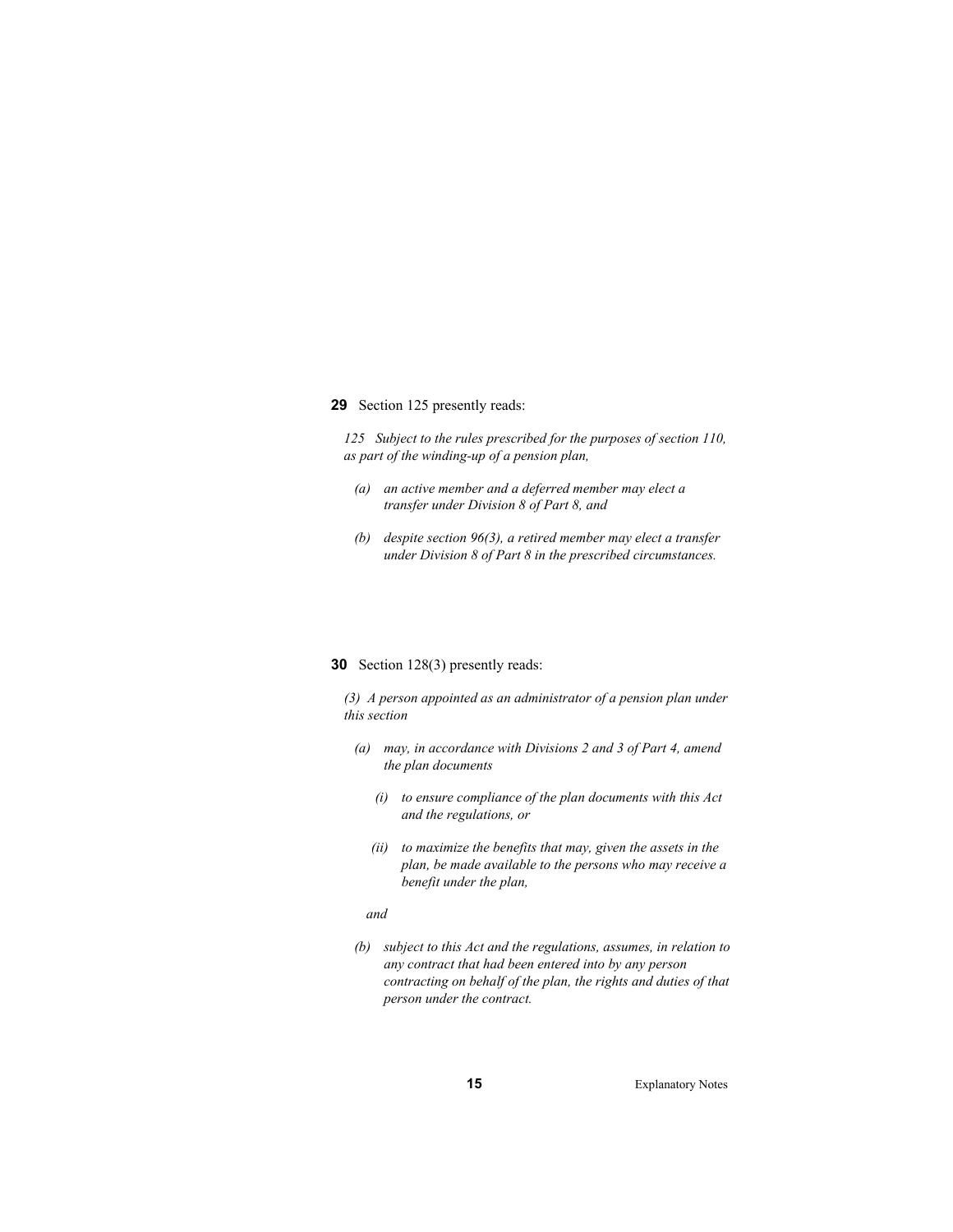**29** Section 125 presently reads:

*125 Subject to the rules prescribed for the purposes of section 110, as part of the winding-up of a pension plan,*

- *(a) an active member and a deferred member may elect a transfer under Division 8 of Part 8, and*
- *(b) despite section 96(3), a retired member may elect a transfer under Division 8 of Part 8 in the prescribed circumstances.*

**30** Section 128(3) presently reads:

*(3) A person appointed as an administrator of a pension plan under this section*

- *(a) may, in accordance with Divisions 2 and 3 of Part 4, amend the plan documents*
  - *(i) to ensure compliance of the plan documents with this Act and the regulations, or*
  - *(ii) to maximize the benefits that may, given the assets in the plan, be made available to the persons who may receive a benefit under the plan,*

  *and*
- *(b) subject to this Act and the regulations, assumes, in relation to any contract that had been entered into by any person contracting on behalf of the plan, the rights and duties of that person under the contract.*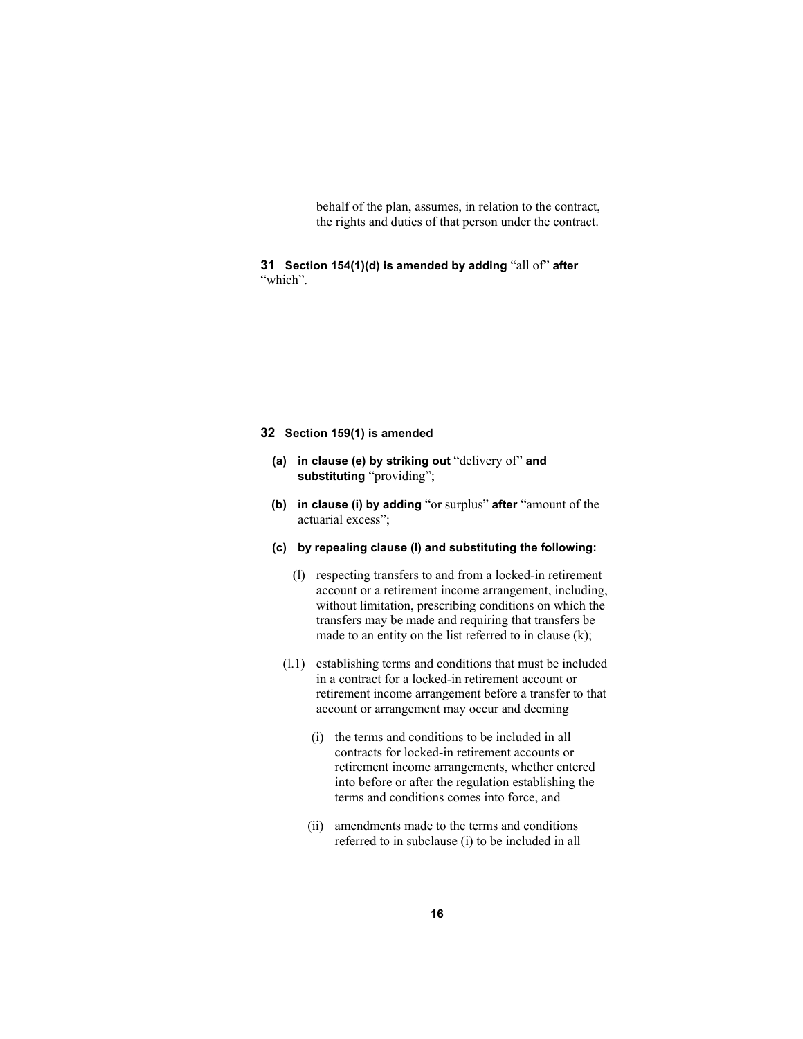behalf of the plan, assumes, in relation to the contract, the rights and duties of that person under the contract.

**31 Section 154(1)(d) is amended by adding** "all of" **after** "which".

**32 Section 159(1) is amended**

**(a) in clause (e) by striking out** "delivery of" **and substituting** "providing";

**(b) in clause (i) by adding** "or surplus" **after** "amount of the actuarial excess";

**(c) by repealing clause (l) and substituting the following:**

(l) respecting transfers to and from a locked-in retirement account or a retirement income arrangement, including, without limitation, prescribing conditions on which the transfers may be made and requiring that transfers be made to an entity on the list referred to in clause (k);

(l.1) establishing terms and conditions that must be included in a contract for a locked-in retirement account or retirement income arrangement before a transfer to that account or arrangement may occur and deeming

(i) the terms and conditions to be included in all contracts for locked-in retirement accounts or retirement income arrangements, whether entered into before or after the regulation establishing the terms and conditions comes into force, and

(ii) amendments made to the terms and conditions referred to in subclause (i) to be included in all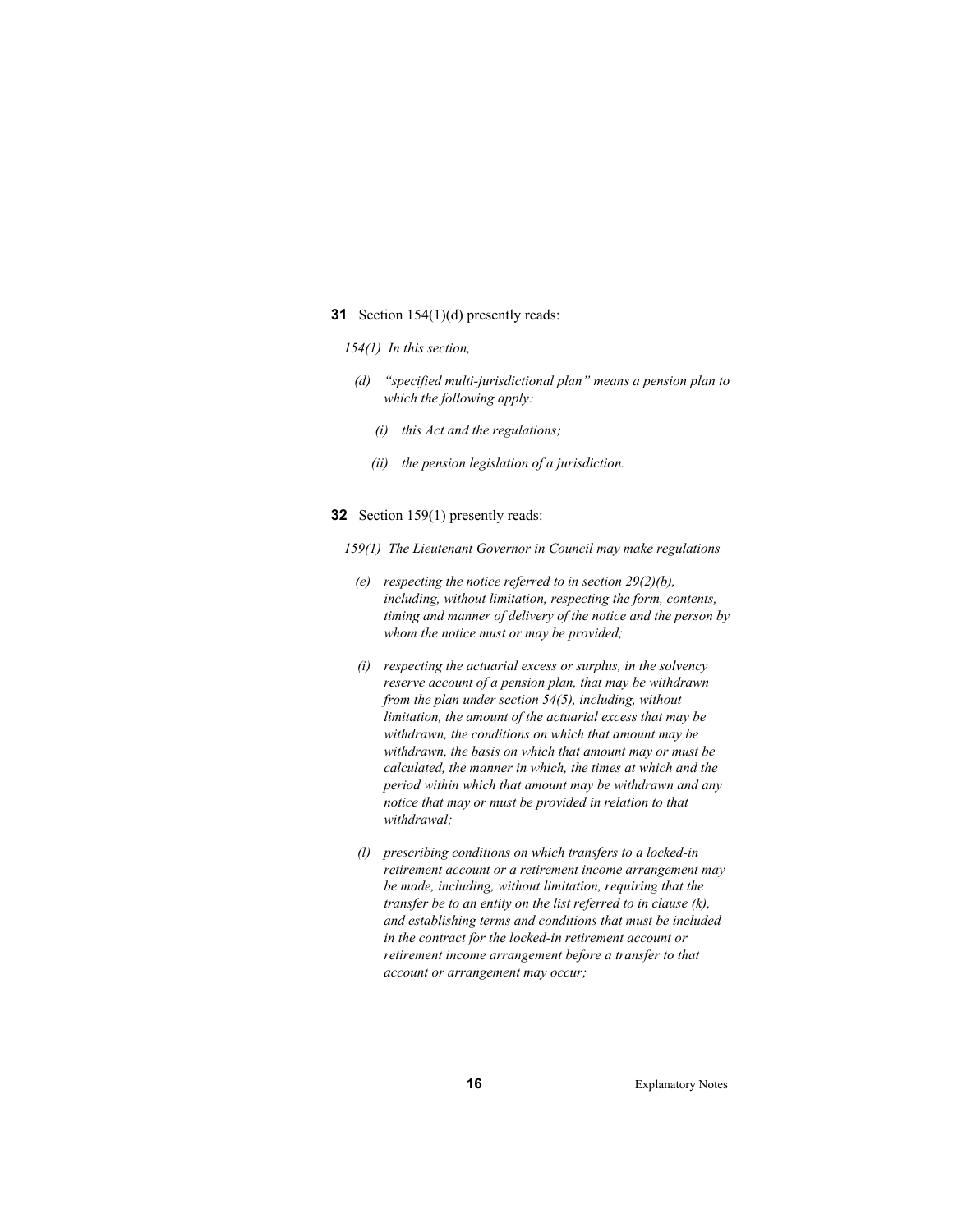**31** Section 154(1)(d) presently reads:

*154(1) In this section,*

*(d) "specified multi-jurisdictional plan" means a pension plan to which the following apply:*

*(i) this Act and the regulations;*

*(ii) the pension legislation of a jurisdiction.*

**32** Section 159(1) presently reads:

*159(1) The Lieutenant Governor in Council may make regulations*

*(e) respecting the notice referred to in section 29(2)(b), including, without limitation, respecting the form, contents, timing and manner of delivery of the notice and the person by whom the notice must or may be provided;*

*(i) respecting the actuarial excess or surplus, in the solvency reserve account of a pension plan, that may be withdrawn from the plan under section 54(5), including, without limitation, the amount of the actuarial excess that may be withdrawn, the conditions on which that amount may be withdrawn, the basis on which that amount may or must be calculated, the manner in which, the times at which and the period within which that amount may be withdrawn and any notice that may or must be provided in relation to that withdrawal;*

*(l) prescribing conditions on which transfers to a locked-in retirement account or a retirement income arrangement may be made, including, without limitation, requiring that the transfer be to an entity on the list referred to in clause (k), and establishing terms and conditions that must be included in the contract for the locked-in retirement account or retirement income arrangement before a transfer to that account or arrangement may occur;*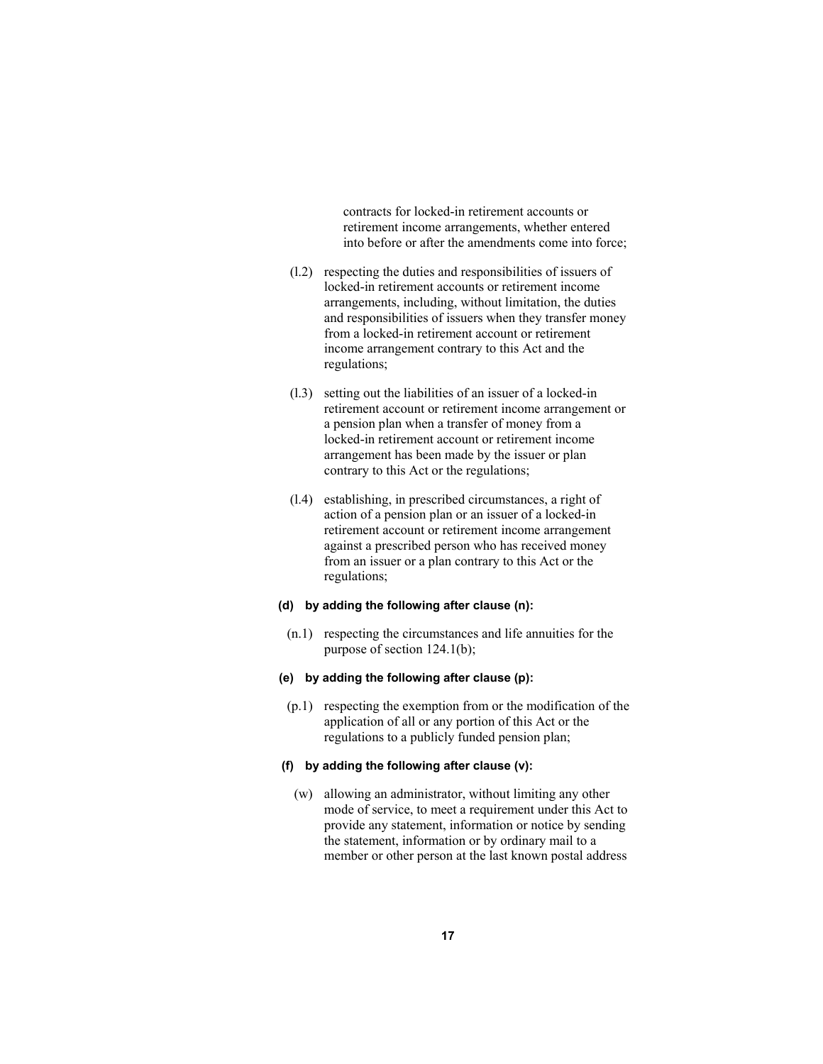contracts for locked-in retirement accounts or retirement income arrangements, whether entered into before or after the amendments come into force;

(l.2) respecting the duties and responsibilities of issuers of locked-in retirement accounts or retirement income arrangements, including, without limitation, the duties and responsibilities of issuers when they transfer money from a locked-in retirement account or retirement income arrangement contrary to this Act and the regulations;

(l.3) setting out the liabilities of an issuer of a locked-in retirement account or retirement income arrangement or a pension plan when a transfer of money from a locked-in retirement account or retirement income arrangement has been made by the issuer or plan contrary to this Act or the regulations;

(l.4) establishing, in prescribed circumstances, a right of action of a pension plan or an issuer of a locked-in retirement account or retirement income arrangement against a prescribed person who has received money from an issuer or a plan contrary to this Act or the regulations;

**(d) by adding the following after clause (n):**

(n.1) respecting the circumstances and life annuities for the purpose of section 124.1(b);

**(e) by adding the following after clause (p):**

(p.1) respecting the exemption from or the modification of the application of all or any portion of this Act or the regulations to a publicly funded pension plan;

**(f) by adding the following after clause (v):**

(w) allowing an administrator, without limiting any other mode of service, to meet a requirement under this Act to provide any statement, information or notice by sending the statement, information or by ordinary mail to a member or other person at the last known postal address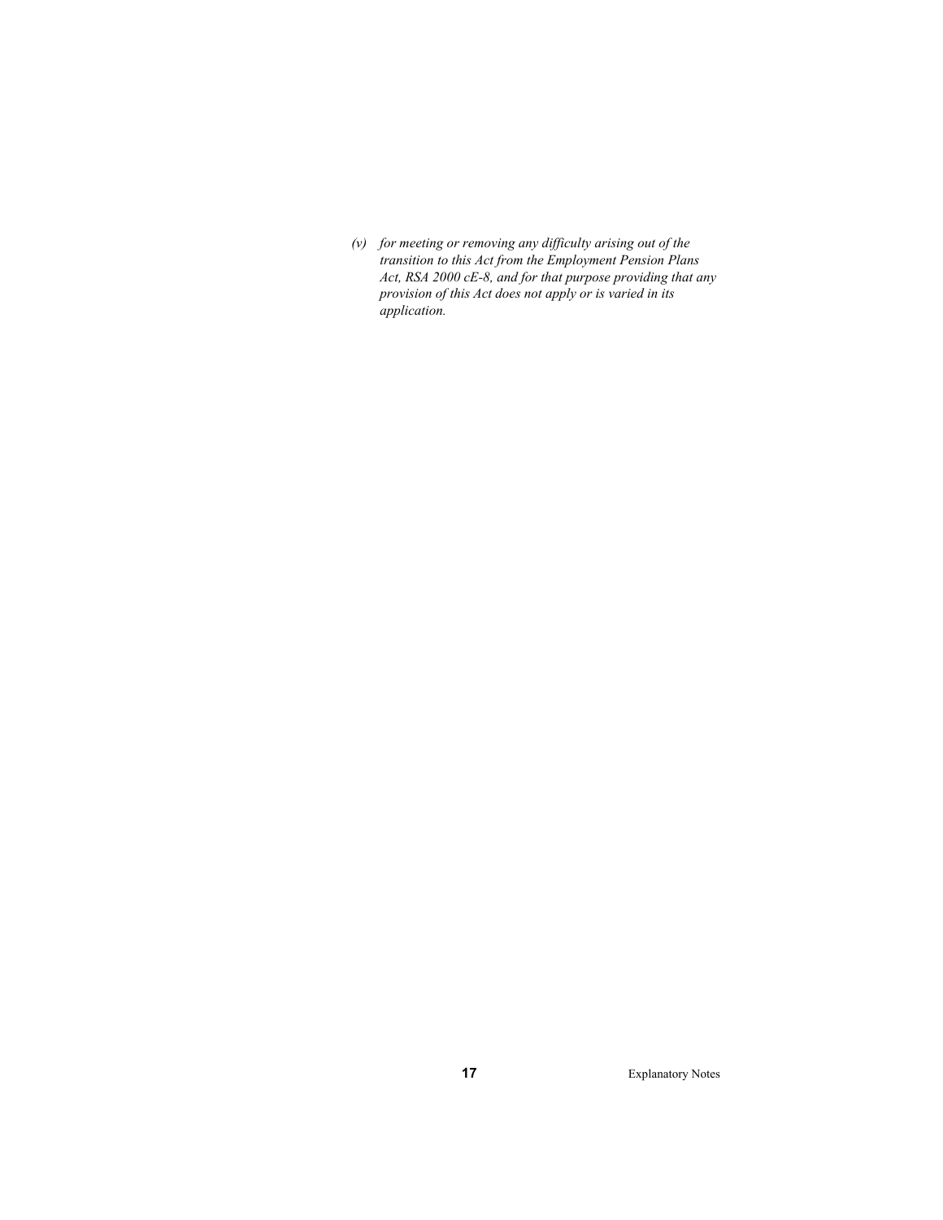*(v) for meeting or removing any difficulty arising out of the transition to this Act from the Employment Pension Plans Act, RSA 2000 cE-8, and for that purpose providing that any provision of this Act does not apply or is varied in its application.*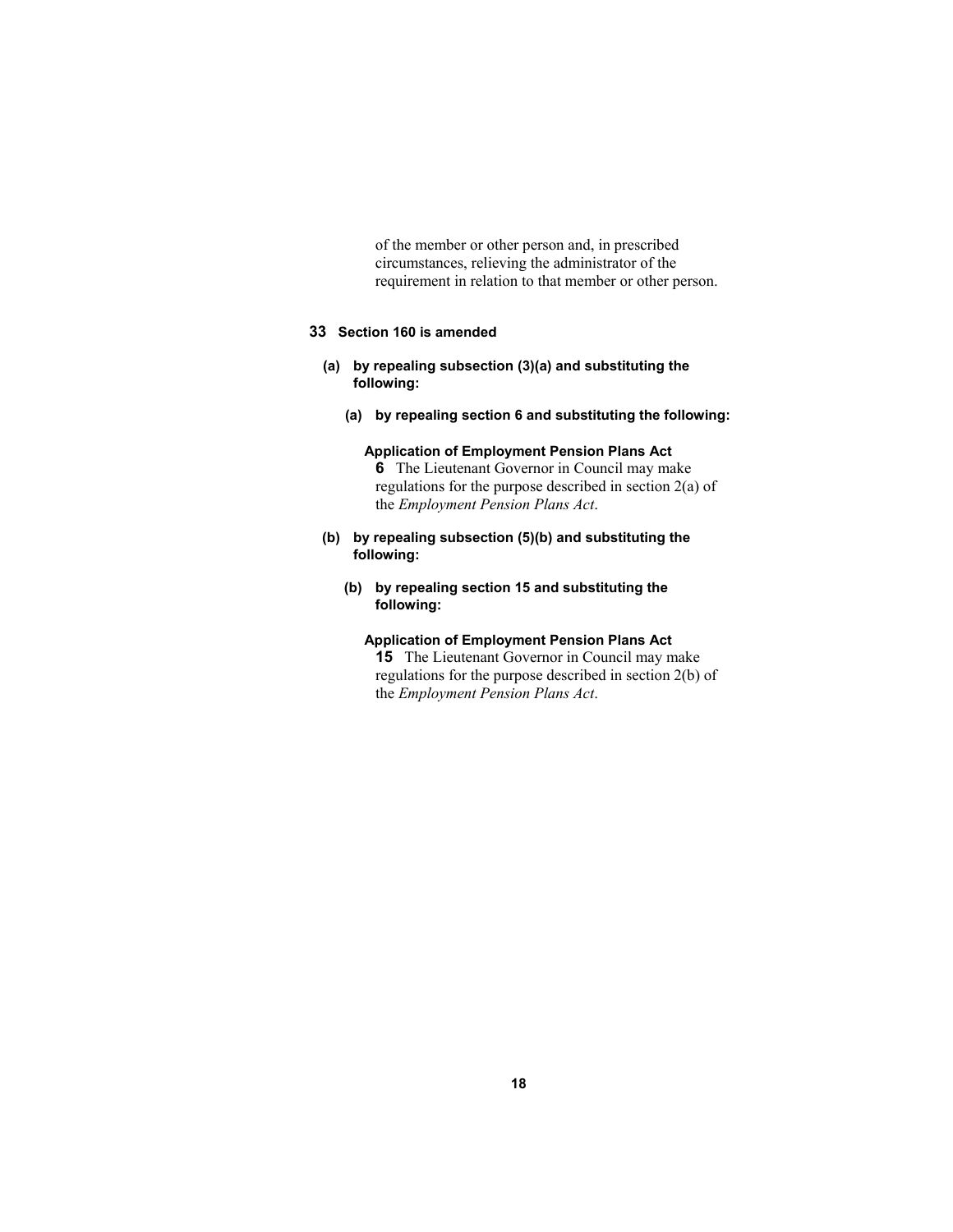of the member or other person and, in prescribed circumstances, relieving the administrator of the requirement in relation to that member or other person.

**33 Section 160 is amended**

**(a) by repealing subsection (3)(a) and substituting the following:**

**(a) by repealing section 6 and substituting the following:**

**Application of Employment Pension Plans Act**

**6** The Lieutenant Governor in Council may make regulations for the purpose described in section 2(a) of the *Employment Pension Plans Act*.

**(b) by repealing subsection (5)(b) and substituting the following:**

**(b) by repealing section 15 and substituting the following:**

**Application of Employment Pension Plans Act**

**15** The Lieutenant Governor in Council may make regulations for the purpose described in section 2(b) of the *Employment Pension Plans Act*.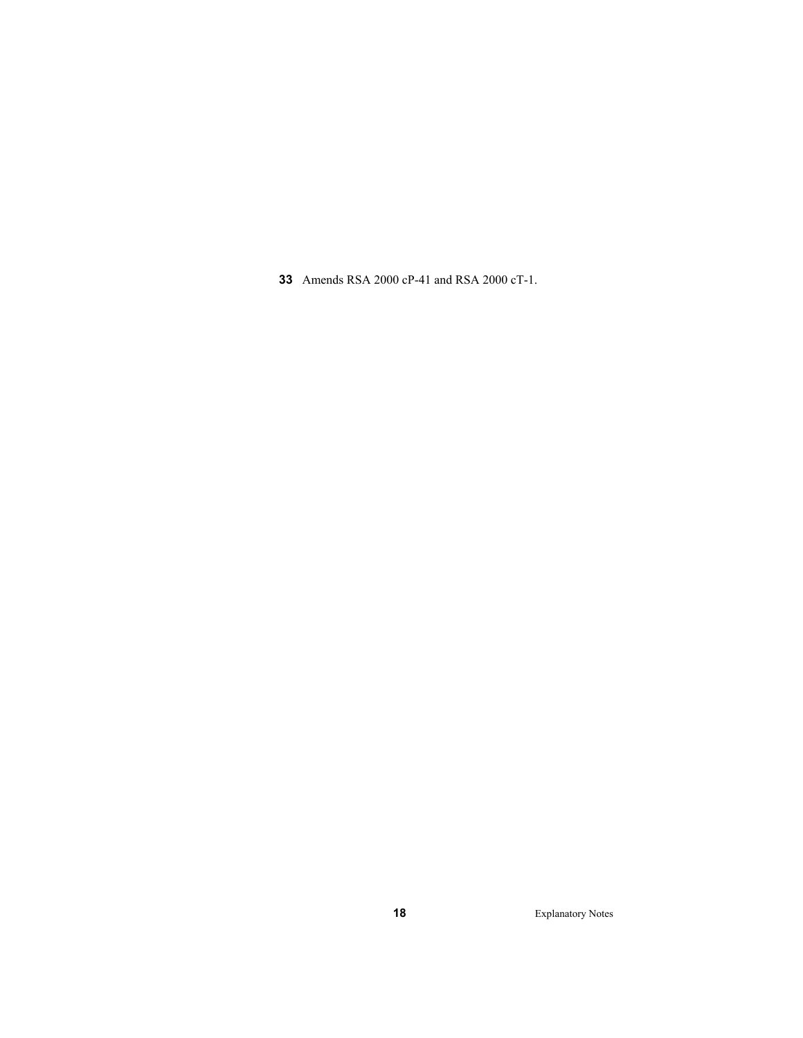**33** Amends RSA 2000 cP-41 and RSA 2000 cT-1.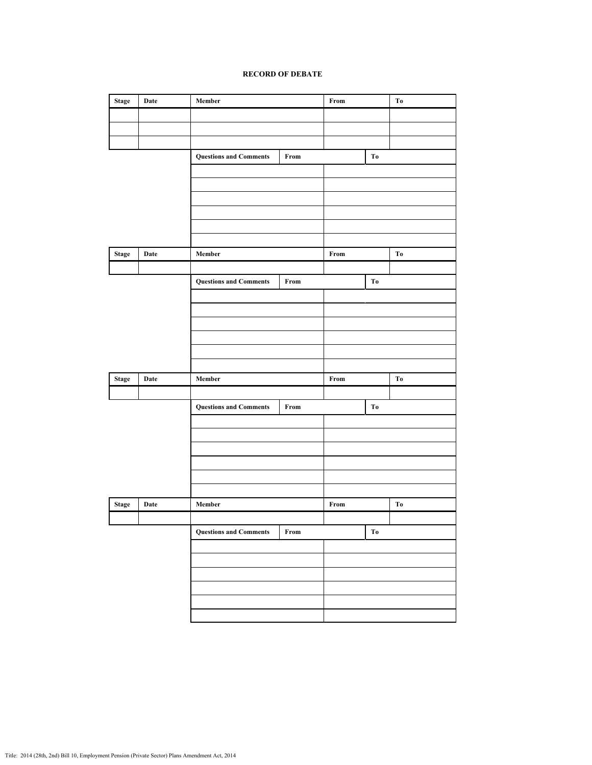**RECORD OF DEBATE**

| Stage | Date | Member | From | To |
|---|---|---|---|---|
| | | | | |
| | | | | |
| | | | | |

| Questions and Comments From | To |
|---|---|
| | |
| | |
| | |
| | |
| | |
| | |

| Stage | Date | Member | From | To |
|---|---|---|---|---|
| | | | | |

| Questions and Comments From | To |
|---|---|
| | |
| | |
| | |
| | |
| | |
| | |

| Stage | Date | Member | From | To |
|---|---|---|---|---|
| | | | | |

| Questions and Comments From | To |
|---|---|
| | |
| | |
| | |
| | |
| | |
| | |

| Stage | Date | Member | From | To |
|---|---|---|---|---|
| | | | | |

| Questions and Comments From | To |
|---|---|
| | |
| | |
| | |
| | |
| | |
| | |

Title: 2014 (28th, 2nd) Bill 10, Employment Pension (Private Sector) Plans Amendment Act, 2014